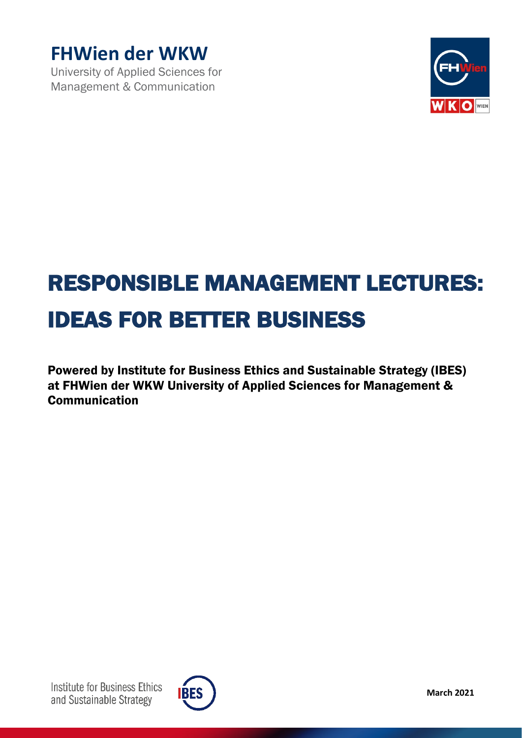**FHWien der WKW**

University of Applied Sciences for Management & Communication

# RESPONSIBLE MANAGEMENT LECTURES: IDEAS FOR BETTER BUSINESS

**Powered by Institute for Business Ethics and Sustainable Strategy (IBES) at FHWien der WKW University of Applied Sciences for Management & Communication**

Institute for Business Ethics and Sustainable Strategy

**March 2021**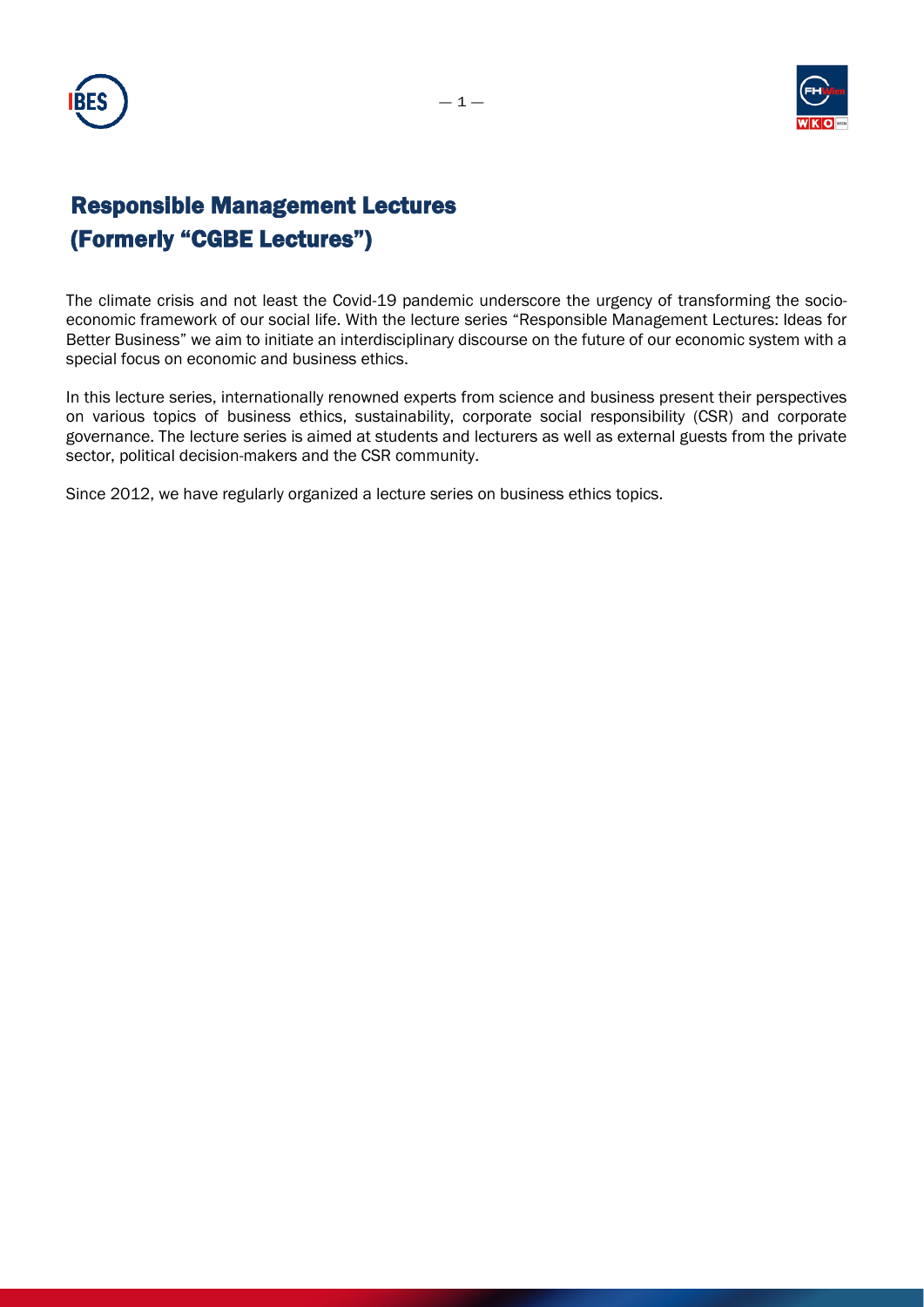# Responsible Management Lectures
# (Formerly "CGBE Lectures")

The climate crisis and not least the Covid-19 pandemic underscore the urgency of transforming the socio-economic framework of our social life. With the lecture series "Responsible Management Lectures: Ideas for Better Business" we aim to initiate an interdisciplinary discourse on the future of our economic system with a special focus on economic and business ethics.

In this lecture series, internationally renowned experts from science and business present their perspectives on various topics of business ethics, sustainability, corporate social responsibility (CSR) and corporate governance. The lecture series is aimed at students and lecturers as well as external guests from the private sector, political decision-makers and the CSR community.

Since 2012, we have regularly organized a lecture series on business ethics topics.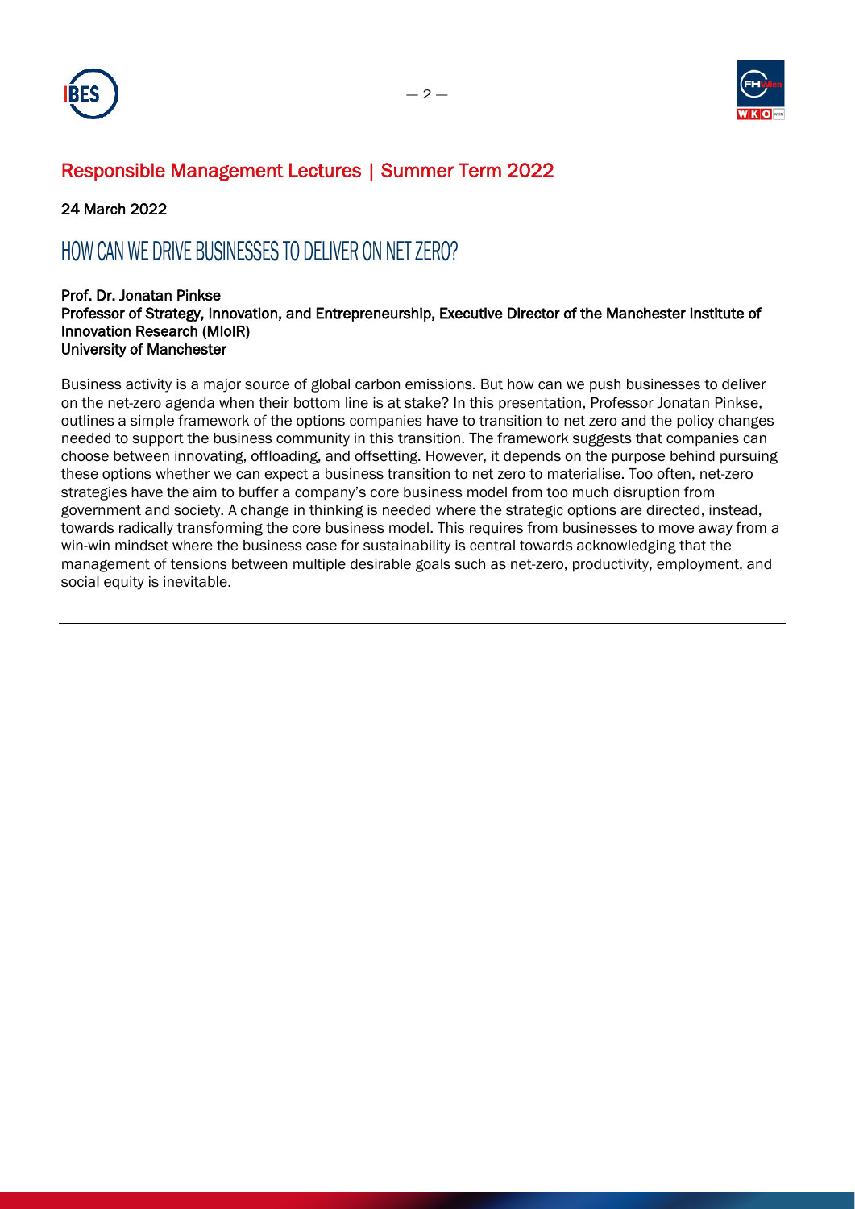## Responsible Management Lectures | Summer Term 2022

24 March 2022

# HOW CAN WE DRIVE BUSINESSES TO DELIVER ON NET ZERO?

**Prof. Dr. Jonatan Pinkse**
**Professor of Strategy, Innovation, and Entrepreneurship, Executive Director of the Manchester Institute of Innovation Research (MIoIR)**
**University of Manchester**

Business activity is a major source of global carbon emissions. But how can we push businesses to deliver on the net-zero agenda when their bottom line is at stake? In this presentation, Professor Jonatan Pinkse, outlines a simple framework of the options companies have to transition to net zero and the policy changes needed to support the business community in this transition. The framework suggests that companies can choose between innovating, offloading, and offsetting. However, it depends on the purpose behind pursuing these options whether we can expect a business transition to net zero to materialise. Too often, net-zero strategies have the aim to buffer a company's core business model from too much disruption from government and society. A change in thinking is needed where the strategic options are directed, instead, towards radically transforming the core business model. This requires from businesses to move away from a win-win mindset where the business case for sustainability is central towards acknowledging that the management of tensions between multiple desirable goals such as net-zero, productivity, employment, and social equity is inevitable.

---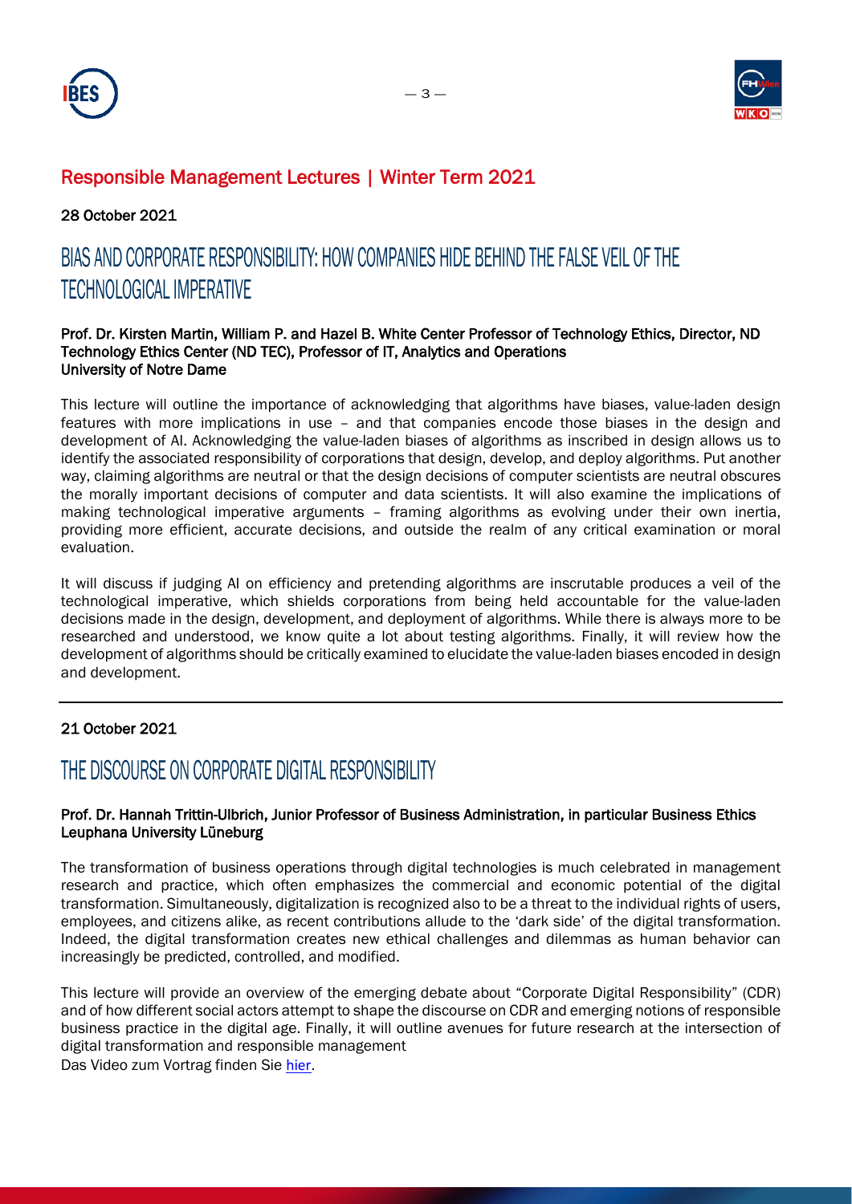## Responsible Management Lectures | Winter Term 2021

28 October 2021

# BIAS AND CORPORATE RESPONSIBILITY: HOW COMPANIES HIDE BEHIND THE FALSE VEIL OF THE TECHNOLOGICAL IMPERATIVE

**Prof. Dr. Kirsten Martin, William P. and Hazel B. White Center Professor of Technology Ethics, Director, ND Technology Ethics Center (ND TEC), Professor of IT, Analytics and Operations**
**University of Notre Dame**

This lecture will outline the importance of acknowledging that algorithms have biases, value-laden design features with more implications in use – and that companies encode those biases in the design and development of AI. Acknowledging the value-laden biases of algorithms as inscribed in design allows us to identify the associated responsibility of corporations that design, develop, and deploy algorithms. Put another way, claiming algorithms are neutral or that the design decisions of computer scientists are neutral obscures the morally important decisions of computer and data scientists. It will also examine the implications of making technological imperative arguments – framing algorithms as evolving under their own inertia, providing more efficient, accurate decisions, and outside the realm of any critical examination or moral evaluation.

It will discuss if judging AI on efficiency and pretending algorithms are inscrutable produces a veil of the technological imperative, which shields corporations from being held accountable for the value-laden decisions made in the design, development, and deployment of algorithms. While there is always more to be researched and understood, we know quite a lot about testing algorithms. Finally, it will review how the development of algorithms should be critically examined to elucidate the value-laden biases encoded in design and development.

---

21 October 2021

# THE DISCOURSE ON CORPORATE DIGITAL RESPONSIBILITY

**Prof. Dr. Hannah Trittin-Ulbrich, Junior Professor of Business Administration, in particular Business Ethics**
**Leuphana University Lüneburg**

The transformation of business operations through digital technologies is much celebrated in management research and practice, which often emphasizes the commercial and economic potential of the digital transformation. Simultaneously, digitalization is recognized also to be a threat to the individual rights of users, employees, and citizens alike, as recent contributions allude to the 'dark side' of the digital transformation. Indeed, the digital transformation creates new ethical challenges and dilemmas as human behavior can increasingly be predicted, controlled, and modified.

This lecture will provide an overview of the emerging debate about "Corporate Digital Responsibility" (CDR) and of how different social actors attempt to shape the discourse on CDR and emerging notions of responsible business practice in the digital age. Finally, it will outline avenues for future research at the intersection of digital transformation and responsible management

Das Video zum Vortrag finden Sie hier.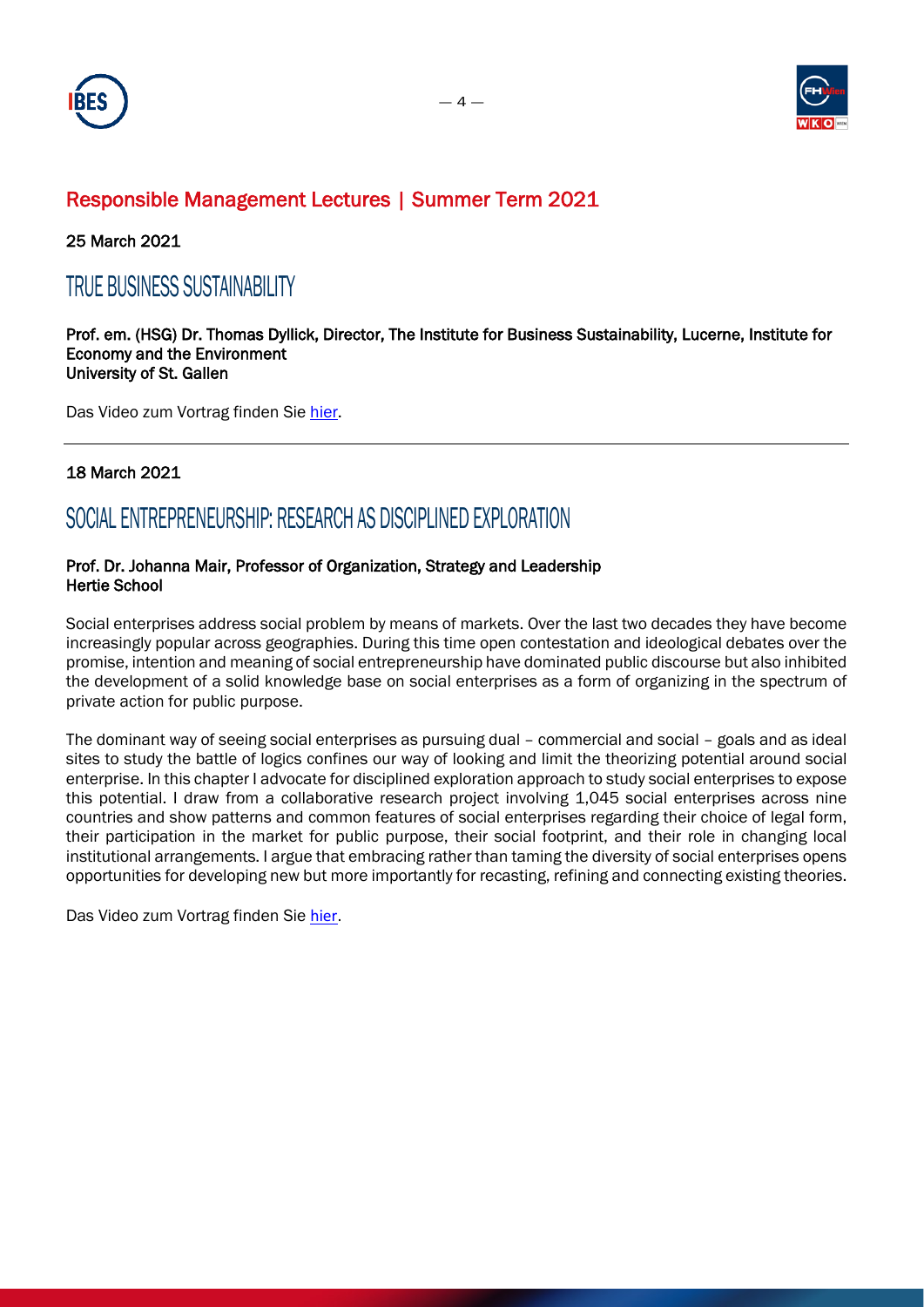## Responsible Management Lectures | Summer Term 2021

25 March 2021

# TRUE BUSINESS SUSTAINABILITY

**Prof. em. (HSG) Dr. Thomas Dyllick, Director, The Institute for Business Sustainability, Lucerne, Institute for Economy and the Environment**
**University of St. Gallen**

Das Video zum Vortrag finden Sie hier.

---

18 March 2021

# SOCIAL ENTREPRENEURSHIP: RESEARCH AS DISCIPLINED EXPLORATION

**Prof. Dr. Johanna Mair, Professor of Organization, Strategy and Leadership**
**Hertie School**

Social enterprises address social problem by means of markets. Over the last two decades they have become increasingly popular across geographies. During this time open contestation and ideological debates over the promise, intention and meaning of social entrepreneurship have dominated public discourse but also inhibited the development of a solid knowledge base on social enterprises as a form of organizing in the spectrum of private action for public purpose.

The dominant way of seeing social enterprises as pursuing dual – commercial and social – goals and as ideal sites to study the battle of logics confines our way of looking and limit the theorizing potential around social enterprise. In this chapter I advocate for disciplined exploration approach to study social enterprises to expose this potential. I draw from a collaborative research project involving 1,045 social enterprises across nine countries and show patterns and common features of social enterprises regarding their choice of legal form, their participation in the market for public purpose, their social footprint, and their role in changing local institutional arrangements. I argue that embracing rather than taming the diversity of social enterprises opens opportunities for developing new but more importantly for recasting, refining and connecting existing theories.

Das Video zum Vortrag finden Sie hier.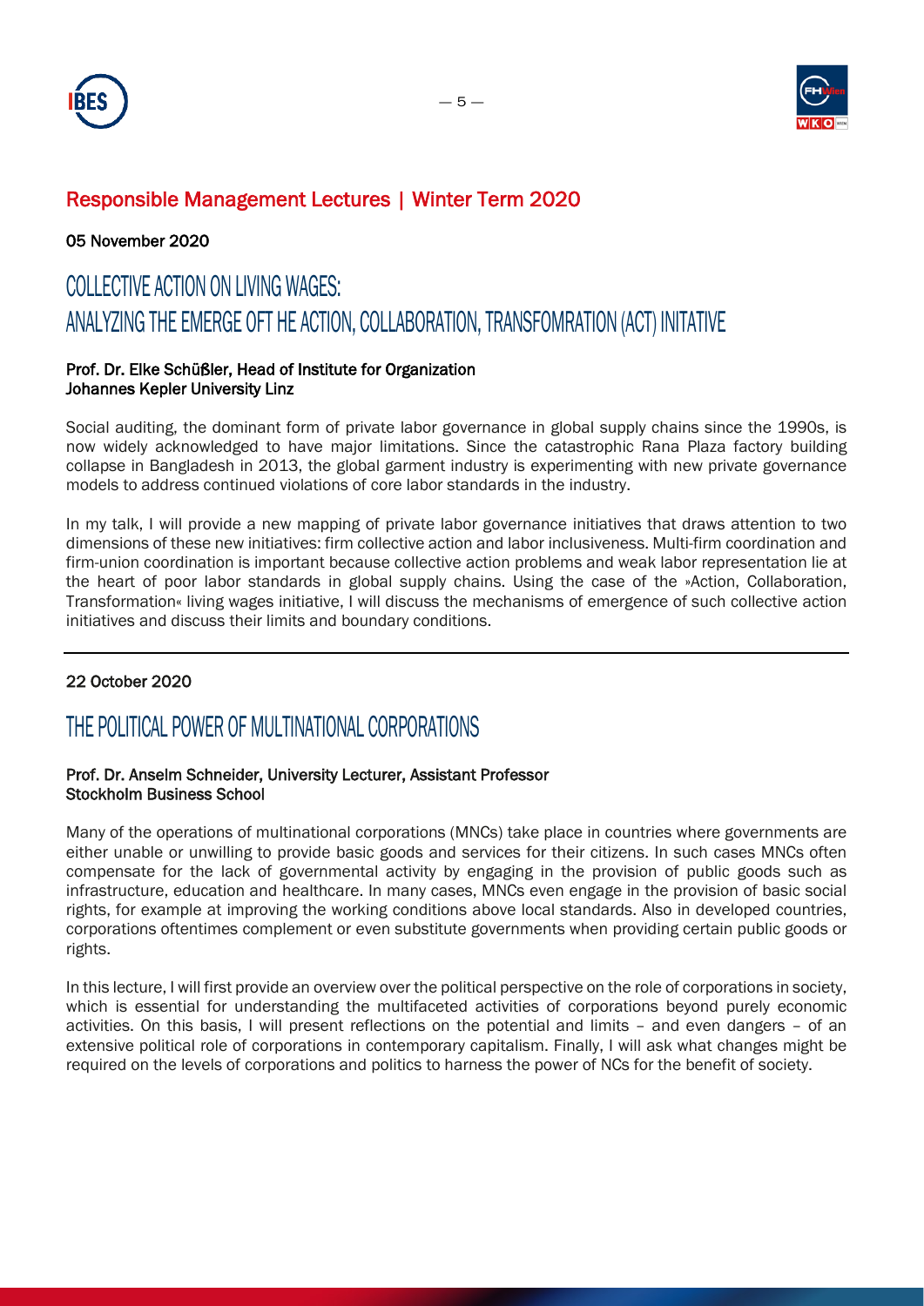## Responsible Management Lectures | Winter Term 2020

05 November 2020

# COLLECTIVE ACTION ON LIVING WAGES: ANALYZING THE EMERGE OFT HE ACTION, COLLABORATION, TRANSFOMRATION (ACT) INITATIVE

**Prof. Dr. Elke Schüßler, Head of Institute for Organization**
**Johannes Kepler University Linz**

Social auditing, the dominant form of private labor governance in global supply chains since the 1990s, is now widely acknowledged to have major limitations. Since the catastrophic Rana Plaza factory building collapse in Bangladesh in 2013, the global garment industry is experimenting with new private governance models to address continued violations of core labor standards in the industry.

In my talk, I will provide a new mapping of private labor governance initiatives that draws attention to two dimensions of these new initiatives: firm collective action and labor inclusiveness. Multi-firm coordination and firm-union coordination is important because collective action problems and weak labor representation lie at the heart of poor labor standards in global supply chains. Using the case of the »Action, Collaboration, Transformation« living wages initiative, I will discuss the mechanisms of emergence of such collective action initiatives and discuss their limits and boundary conditions.

---

22 October 2020

# THE POLITICAL POWER OF MULTINATIONAL CORPORATIONS

**Prof. Dr. Anselm Schneider, University Lecturer, Assistant Professor**
**Stockholm Business School**

Many of the operations of multinational corporations (MNCs) take place in countries where governments are either unable or unwilling to provide basic goods and services for their citizens. In such cases MNCs often compensate for the lack of governmental activity by engaging in the provision of public goods such as infrastructure, education and healthcare. In many cases, MNCs even engage in the provision of basic social rights, for example at improving the working conditions above local standards. Also in developed countries, corporations oftentimes complement or even substitute governments when providing certain public goods or rights.

In this lecture, I will first provide an overview over the political perspective on the role of corporations in society, which is essential for understanding the multifaceted activities of corporations beyond purely economic activities. On this basis, I will present reflections on the potential and limits – and even dangers – of an extensive political role of corporations in contemporary capitalism. Finally, I will ask what changes might be required on the levels of corporations and politics to harness the power of NCs for the benefit of society.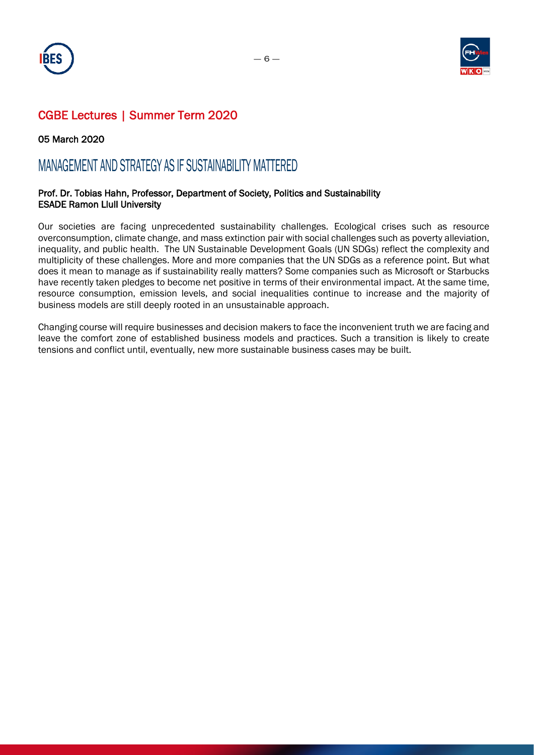## CGBE Lectures | Summer Term 2020

05 March 2020

# MANAGEMENT AND STRATEGY AS IF SUSTAINABILITY MATTERED

**Prof. Dr. Tobias Hahn, Professor, Department of Society, Politics and Sustainability**
**ESADE Ramon Llull University**

Our societies are facing unprecedented sustainability challenges. Ecological crises such as resource overconsumption, climate change, and mass extinction pair with social challenges such as poverty alleviation, inequality, and public health. The UN Sustainable Development Goals (UN SDGs) reflect the complexity and multiplicity of these challenges. More and more companies that the UN SDGs as a reference point. But what does it mean to manage as if sustainability really matters? Some companies such as Microsoft or Starbucks have recently taken pledges to become net positive in terms of their environmental impact. At the same time, resource consumption, emission levels, and social inequalities continue to increase and the majority of business models are still deeply rooted in an unsustainable approach.

Changing course will require businesses and decision makers to face the inconvenient truth we are facing and leave the comfort zone of established business models and practices. Such a transition is likely to create tensions and conflict until, eventually, new more sustainable business cases may be built.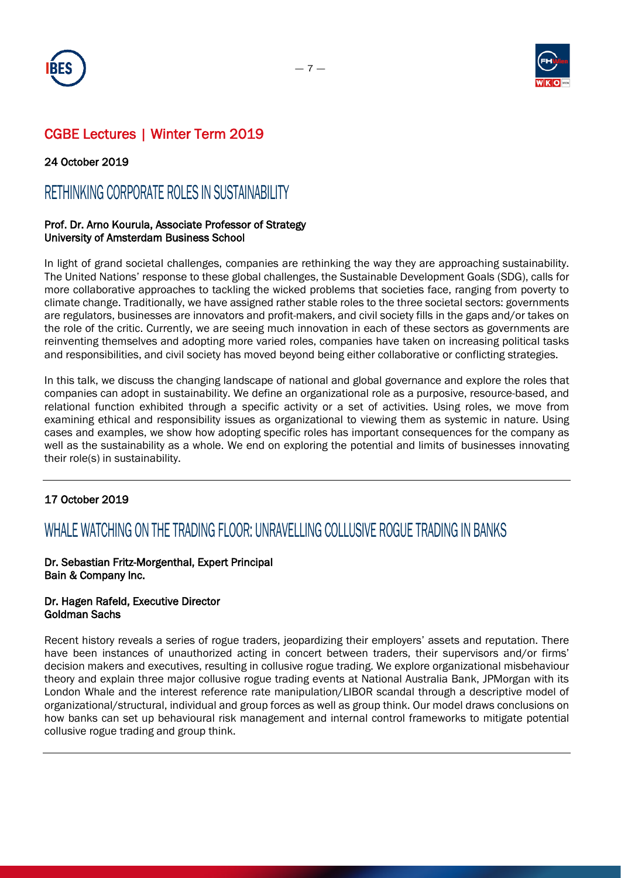## CGBE Lectures | Winter Term 2019

24 October 2019

# RETHINKING CORPORATE ROLES IN SUSTAINABILITY

**Prof. Dr. Arno Kourula, Associate Professor of Strategy**
**University of Amsterdam Business School**

In light of grand societal challenges, companies are rethinking the way they are approaching sustainability. The United Nations' response to these global challenges, the Sustainable Development Goals (SDG), calls for more collaborative approaches to tackling the wicked problems that societies face, ranging from poverty to climate change. Traditionally, we have assigned rather stable roles to the three societal sectors: governments are regulators, businesses are innovators and profit-makers, and civil society fills in the gaps and/or takes on the role of the critic. Currently, we are seeing much innovation in each of these sectors as governments are reinventing themselves and adopting more varied roles, companies have taken on increasing political tasks and responsibilities, and civil society has moved beyond being either collaborative or conflicting strategies.

In this talk, we discuss the changing landscape of national and global governance and explore the roles that companies can adopt in sustainability. We define an organizational role as a purposive, resource-based, and relational function exhibited through a specific activity or a set of activities. Using roles, we move from examining ethical and responsibility issues as organizational to viewing them as systemic in nature. Using cases and examples, we show how adopting specific roles has important consequences for the company as well as the sustainability as a whole. We end on exploring the potential and limits of businesses innovating their role(s) in sustainability.

---

17 October 2019

# WHALE WATCHING ON THE TRADING FLOOR: UNRAVELLING COLLUSIVE ROGUE TRADING IN BANKS

**Dr. Sebastian Fritz-Morgenthal, Expert Principal**
**Bain & Company Inc.**

**Dr. Hagen Rafeld, Executive Director**
**Goldman Sachs**

Recent history reveals a series of rogue traders, jeopardizing their employers' assets and reputation. There have been instances of unauthorized acting in concert between traders, their supervisors and/or firms' decision makers and executives, resulting in collusive rogue trading. We explore organizational misbehaviour theory and explain three major collusive rogue trading events at National Australia Bank, JPMorgan with its London Whale and the interest reference rate manipulation/LIBOR scandal through a descriptive model of organizational/structural, individual and group forces as well as group think. Our model draws conclusions on how banks can set up behavioural risk management and internal control frameworks to mitigate potential collusive rogue trading and group think.

---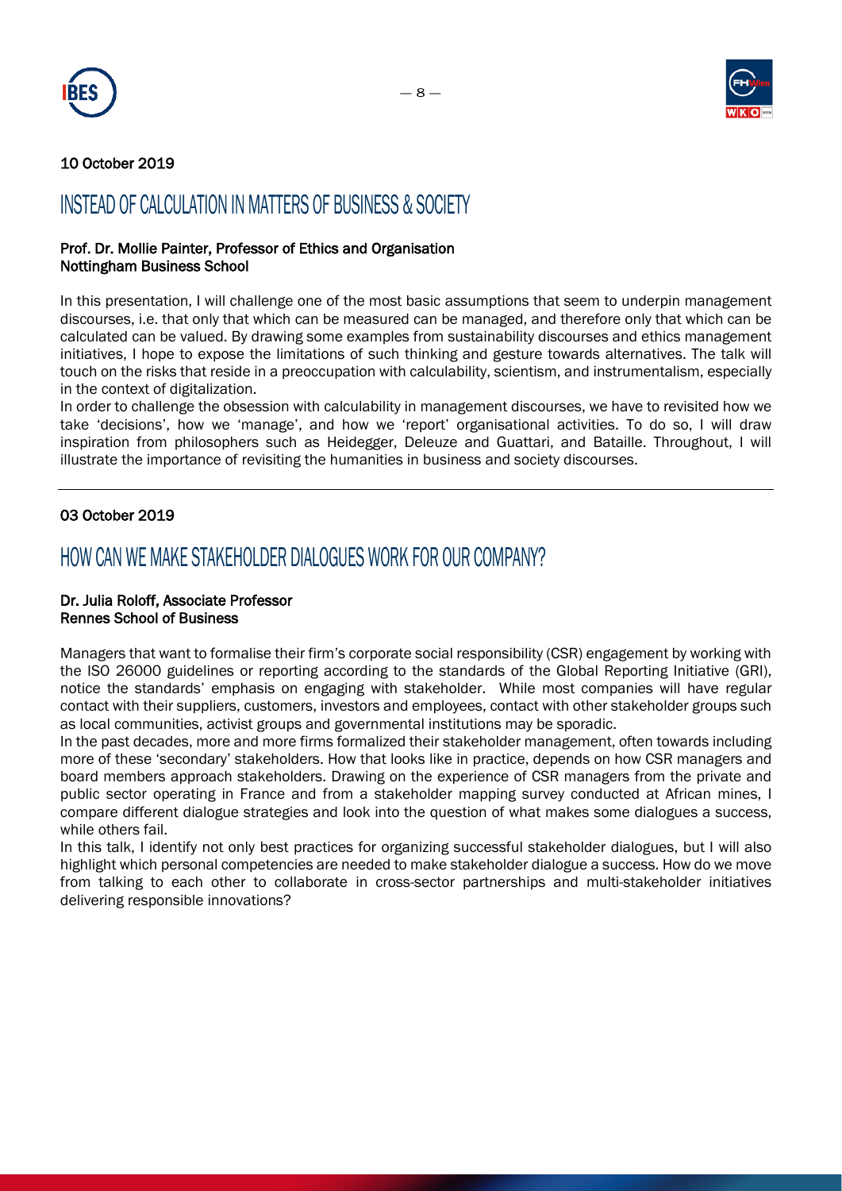10 October 2019

## INSTEAD OF CALCULATION IN MATTERS OF BUSINESS & SOCIETY

**Prof. Dr. Mollie Painter, Professor of Ethics and Organisation**
**Nottingham Business School**

In this presentation, I will challenge one of the most basic assumptions that seem to underpin management discourses, i.e. that only that which can be measured can be managed, and therefore only that which can be calculated can be valued. By drawing some examples from sustainability discourses and ethics management initiatives, I hope to expose the limitations of such thinking and gesture towards alternatives. The talk will touch on the risks that reside in a preoccupation with calculability, scientism, and instrumentalism, especially in the context of digitalization.
In order to challenge the obsession with calculability in management discourses, we have to revisited how we take 'decisions', how we 'manage', and how we 'report' organisational activities. To do so, I will draw inspiration from philosophers such as Heidegger, Deleuze and Guattari, and Bataille. Throughout, I will illustrate the importance of revisiting the humanities in business and society discourses.

---

03 October 2019

## HOW CAN WE MAKE STAKEHOLDER DIALOGUES WORK FOR OUR COMPANY?

**Dr. Julia Roloff, Associate Professor**
**Rennes School of Business**

Managers that want to formalise their firm's corporate social responsibility (CSR) engagement by working with the ISO 26000 guidelines or reporting according to the standards of the Global Reporting Initiative (GRI), notice the standards' emphasis on engaging with stakeholder. While most companies will have regular contact with their suppliers, customers, investors and employees, contact with other stakeholder groups such as local communities, activist groups and governmental institutions may be sporadic.
In the past decades, more and more firms formalized their stakeholder management, often towards including more of these 'secondary' stakeholders. How that looks like in practice, depends on how CSR managers and board members approach stakeholders. Drawing on the experience of CSR managers from the private and public sector operating in France and from a stakeholder mapping survey conducted at African mines, I compare different dialogue strategies and look into the question of what makes some dialogues a success, while others fail.
In this talk, I identify not only best practices for organizing successful stakeholder dialogues, but I will also highlight which personal competencies are needed to make stakeholder dialogue a success. How do we move from talking to each other to collaborate in cross-sector partnerships and multi-stakeholder initiatives delivering responsible innovations?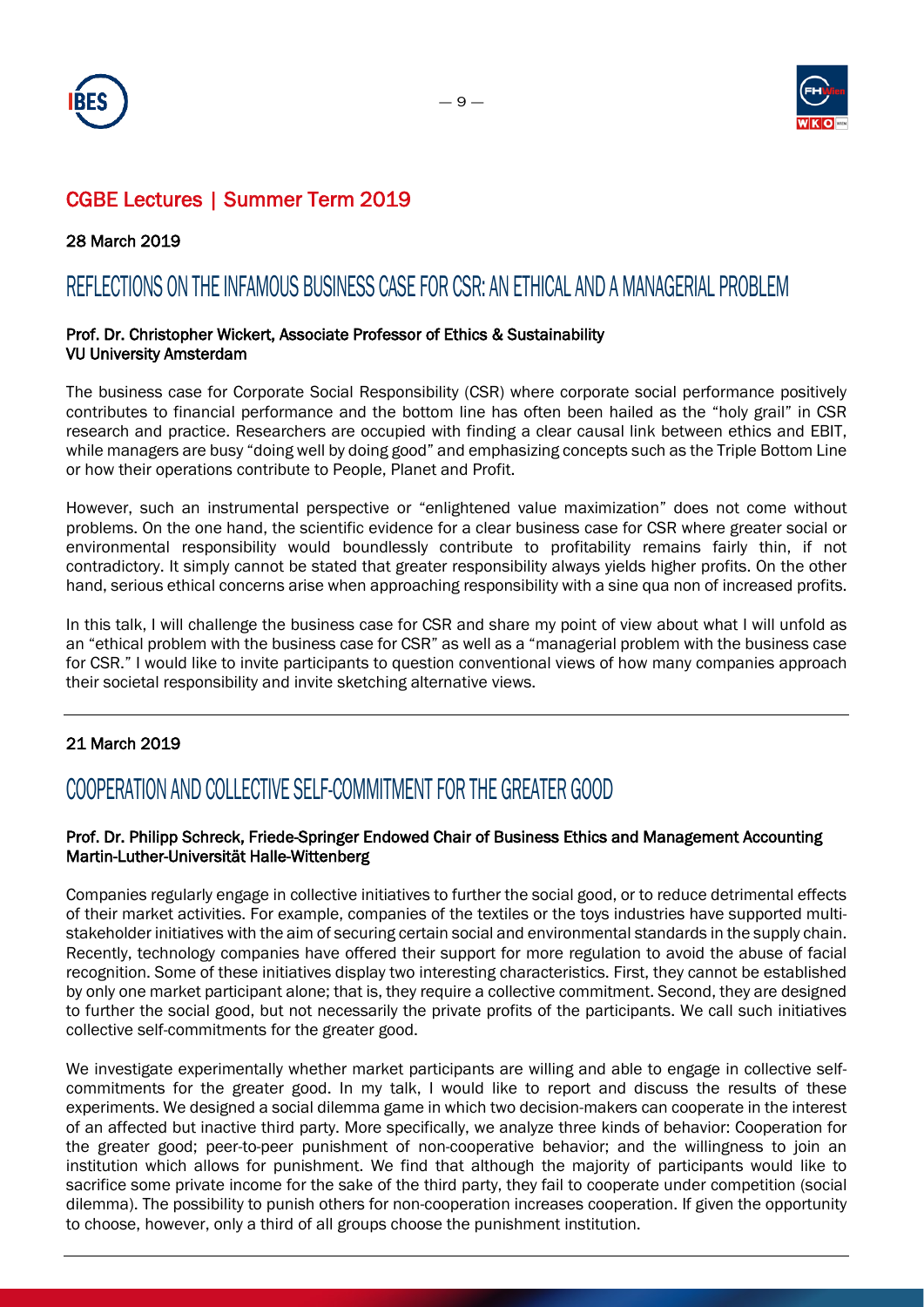## CGBE Lectures | Summer Term 2019

**28 March 2019**

# REFLECTIONS ON THE INFAMOUS BUSINESS CASE FOR CSR: AN ETHICAL AND A MANAGERIAL PROBLEM

**Prof. Dr. Christopher Wickert, Associate Professor of Ethics & Sustainability**
**VU University Amsterdam**

The business case for Corporate Social Responsibility (CSR) where corporate social performance positively contributes to financial performance and the bottom line has often been hailed as the "holy grail" in CSR research and practice. Researchers are occupied with finding a clear causal link between ethics and EBIT, while managers are busy "doing well by doing good" and emphasizing concepts such as the Triple Bottom Line or how their operations contribute to People, Planet and Profit.

However, such an instrumental perspective or "enlightened value maximization" does not come without problems. On the one hand, the scientific evidence for a clear business case for CSR where greater social or environmental responsibility would boundlessly contribute to profitability remains fairly thin, if not contradictory. It simply cannot be stated that greater responsibility always yields higher profits. On the other hand, serious ethical concerns arise when approaching responsibility with a sine qua non of increased profits.

In this talk, I will challenge the business case for CSR and share my point of view about what I will unfold as an "ethical problem with the business case for CSR" as well as a "managerial problem with the business case for CSR." I would like to invite participants to question conventional views of how many companies approach their societal responsibility and invite sketching alternative views.

---

**21 March 2019**

# COOPERATION AND COLLECTIVE SELF-COMMITMENT FOR THE GREATER GOOD

**Prof. Dr. Philipp Schreck, Friede-Springer Endowed Chair of Business Ethics and Management Accounting**
**Martin-Luther-Universität Halle-Wittenberg**

Companies regularly engage in collective initiatives to further the social good, or to reduce detrimental effects of their market activities. For example, companies of the textiles or the toys industries have supported multi-stakeholder initiatives with the aim of securing certain social and environmental standards in the supply chain. Recently, technology companies have offered their support for more regulation to avoid the abuse of facial recognition. Some of these initiatives display two interesting characteristics. First, they cannot be established by only one market participant alone; that is, they require a collective commitment. Second, they are designed to further the social good, but not necessarily the private profits of the participants. We call such initiatives collective self-commitments for the greater good.

We investigate experimentally whether market participants are willing and able to engage in collective self-commitments for the greater good. In my talk, I would like to report and discuss the results of these experiments. We designed a social dilemma game in which two decision-makers can cooperate in the interest of an affected but inactive third party. More specifically, we analyze three kinds of behavior: Cooperation for the greater good; peer-to-peer punishment of non-cooperative behavior; and the willingness to join an institution which allows for punishment. We find that although the majority of participants would like to sacrifice some private income for the sake of the third party, they fail to cooperate under competition (social dilemma). The possibility to punish others for non-cooperation increases cooperation. If given the opportunity to choose, however, only a third of all groups choose the punishment institution.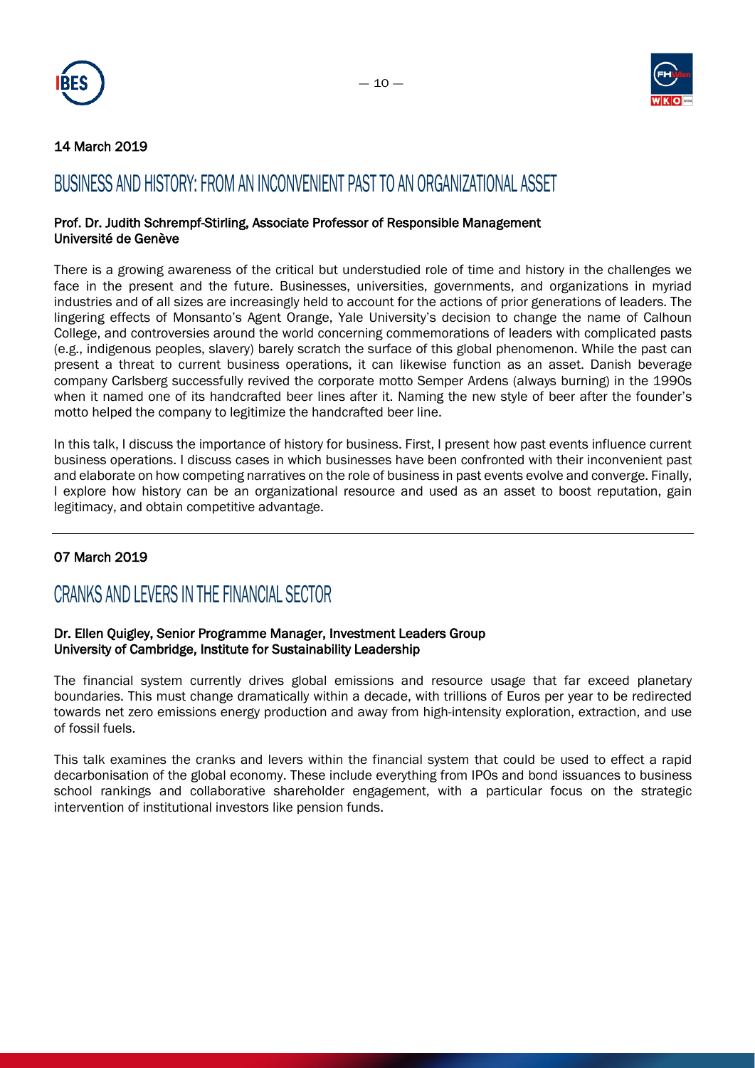14 March 2019

## BUSINESS AND HISTORY: FROM AN INCONVENIENT PAST TO AN ORGANIZATIONAL ASSET

**Prof. Dr. Judith Schrempf-Stirling, Associate Professor of Responsible Management**
**Université de Genève**

There is a growing awareness of the critical but understudied role of time and history in the challenges we face in the present and the future. Businesses, universities, governments, and organizations in myriad industries and of all sizes are increasingly held to account for the actions of prior generations of leaders. The lingering effects of Monsanto's Agent Orange, Yale University's decision to change the name of Calhoun College, and controversies around the world concerning commemorations of leaders with complicated pasts (e.g., indigenous peoples, slavery) barely scratch the surface of this global phenomenon. While the past can present a threat to current business operations, it can likewise function as an asset. Danish beverage company Carlsberg successfully revived the corporate motto Semper Ardens (always burning) in the 1990s when it named one of its handcrafted beer lines after it. Naming the new style of beer after the founder's motto helped the company to legitimize the handcrafted beer line.

In this talk, I discuss the importance of history for business. First, I present how past events influence current business operations. I discuss cases in which businesses have been confronted with their inconvenient past and elaborate on how competing narratives on the role of business in past events evolve and converge. Finally, I explore how history can be an organizational resource and used as an asset to boost reputation, gain legitimacy, and obtain competitive advantage.

---

07 March 2019

## CRANKS AND LEVERS IN THE FINANCIAL SECTOR

**Dr. Ellen Quigley, Senior Programme Manager, Investment Leaders Group**
**University of Cambridge, Institute for Sustainability Leadership**

The financial system currently drives global emissions and resource usage that far exceed planetary boundaries. This must change dramatically within a decade, with trillions of Euros per year to be redirected towards net zero emissions energy production and away from high-intensity exploration, extraction, and use of fossil fuels.

This talk examines the cranks and levers within the financial system that could be used to effect a rapid decarbonisation of the global economy. These include everything from IPOs and bond issuances to business school rankings and collaborative shareholder engagement, with a particular focus on the strategic intervention of institutional investors like pension funds.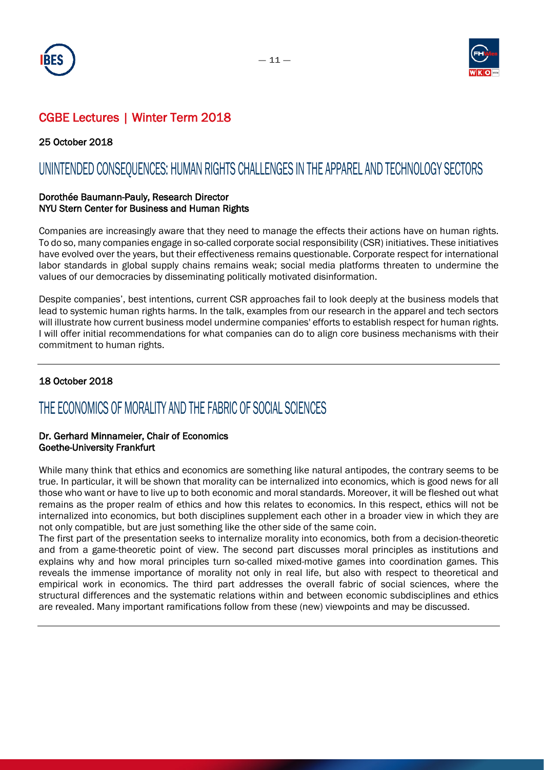## CGBE Lectures | Winter Term 2018

25 October 2018

# UNINTENDED CONSEQUENCES: HUMAN RIGHTS CHALLENGES IN THE APPAREL AND TECHNOLOGY SECTORS

**Dorothée Baumann-Pauly, Research Director**
**NYU Stern Center for Business and Human Rights**

Companies are increasingly aware that they need to manage the effects their actions have on human rights. To do so, many companies engage in so-called corporate social responsibility (CSR) initiatives. These initiatives have evolved over the years, but their effectiveness remains questionable. Corporate respect for international labor standards in global supply chains remains weak; social media platforms threaten to undermine the values of our democracies by disseminating politically motivated disinformation.

Despite companies', best intentions, current CSR approaches fail to look deeply at the business models that lead to systemic human rights harms. In the talk, examples from our research in the apparel and tech sectors will illustrate how current business model undermine companies' efforts to establish respect for human rights. I will offer initial recommendations for what companies can do to align core business mechanisms with their commitment to human rights.

---

18 October 2018

# THE ECONOMICS OF MORALITY AND THE FABRIC OF SOCIAL SCIENCES

**Dr. Gerhard Minnameier, Chair of Economics**
**Goethe-University Frankfurt**

While many think that ethics and economics are something like natural antipodes, the contrary seems to be true. In particular, it will be shown that morality can be internalized into economics, which is good news for all those who want or have to live up to both economic and moral standards. Moreover, it will be fleshed out what remains as the proper realm of ethics and how this relates to economics. In this respect, ethics will not be internalized into economics, but both disciplines supplement each other in a broader view in which they are not only compatible, but are just something like the other side of the same coin.
The first part of the presentation seeks to internalize morality into economics, both from a decision-theoretic and from a game-theoretic point of view. The second part discusses moral principles as institutions and explains why and how moral principles turn so-called mixed-motive games into coordination games. This reveals the immense importance of morality not only in real life, but also with respect to theoretical and empirical work in economics. The third part addresses the overall fabric of social sciences, where the structural differences and the systematic relations within and between economic subdisciplines and ethics are revealed. Many important ramifications follow from these (new) viewpoints and may be discussed.

---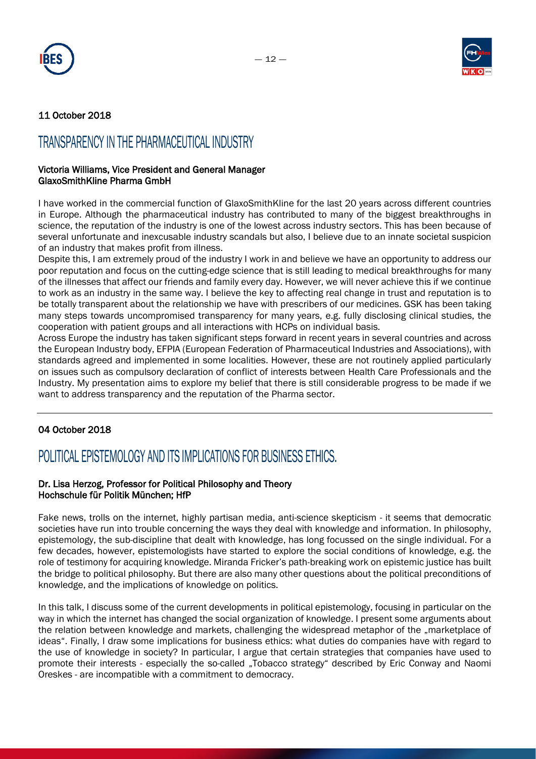11 October 2018

# TRANSPARENCY IN THE PHARMACEUTICAL INDUSTRY

**Victoria Williams, Vice President and General Manager**
**GlaxoSmithKline Pharma GmbH**

I have worked in the commercial function of GlaxoSmithKline for the last 20 years across different countries in Europe. Although the pharmaceutical industry has contributed to many of the biggest breakthroughs in science, the reputation of the industry is one of the lowest across industry sectors. This has been because of several unfortunate and inexcusable industry scandals but also, I believe due to an innate societal suspicion of an industry that makes profit from illness.

Despite this, I am extremely proud of the industry I work in and believe we have an opportunity to address our poor reputation and focus on the cutting-edge science that is still leading to medical breakthroughs for many of the illnesses that affect our friends and family every day. However, we will never achieve this if we continue to work as an industry in the same way. I believe the key to affecting real change in trust and reputation is to be totally transparent about the relationship we have with prescribers of our medicines. GSK has been taking many steps towards uncompromised transparency for many years, e.g. fully disclosing clinical studies, the cooperation with patient groups and all interactions with HCPs on individual basis.

Across Europe the industry has taken significant steps forward in recent years in several countries and across the European Industry body, EFPIA (European Federation of Pharmaceutical Industries and Associations), with standards agreed and implemented in some localities. However, these are not routinely applied particularly on issues such as compulsory declaration of conflict of interests between Health Care Professionals and the Industry. My presentation aims to explore my belief that there is still considerable progress to be made if we want to address transparency and the reputation of the Pharma sector.

---

04 October 2018

# POLITICAL EPISTEMOLOGY AND ITS IMPLICATIONS FOR BUSINESS ETHICS.

**Dr. Lisa Herzog, Professor for Political Philosophy and Theory**
**Hochschule für Politik München; HfP**

Fake news, trolls on the internet, highly partisan media, anti-science skepticism - it seems that democratic societies have run into trouble concerning the ways they deal with knowledge and information. In philosophy, epistemology, the sub-discipline that dealt with knowledge, has long focussed on the single individual. For a few decades, however, epistemologists have started to explore the social conditions of knowledge, e.g. the role of testimony for acquiring knowledge. Miranda Fricker's path-breaking work on epistemic justice has built the bridge to political philosophy. But there are also many other questions about the political preconditions of knowledge, and the implications of knowledge on politics.

In this talk, I discuss some of the current developments in political epistemology, focusing in particular on the way in which the internet has changed the social organization of knowledge. I present some arguments about the relation between knowledge and markets, challenging the widespread metaphor of the „marketplace of ideas". Finally, I draw some implications for business ethics: what duties do companies have with regard to the use of knowledge in society? In particular, I argue that certain strategies that companies have used to promote their interests - especially the so-called „Tobacco strategy" described by Eric Conway and Naomi Oreskes - are incompatible with a commitment to democracy.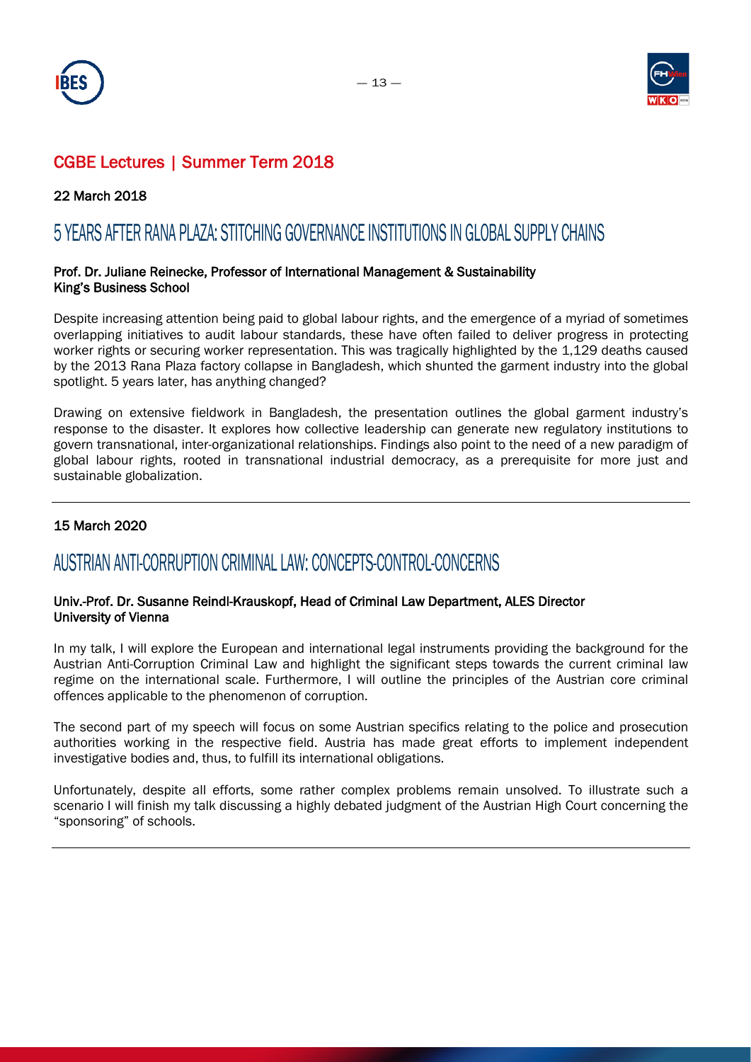## CGBE Lectures | Summer Term 2018

**22 March 2018**

# 5 YEARS AFTER RANA PLAZA: STITCHING GOVERNANCE INSTITUTIONS IN GLOBAL SUPPLY CHAINS

**Prof. Dr. Juliane Reinecke, Professor of International Management & Sustainability**
**King's Business School**

Despite increasing attention being paid to global labour rights, and the emergence of a myriad of sometimes overlapping initiatives to audit labour standards, these have often failed to deliver progress in protecting worker rights or securing worker representation. This was tragically highlighted by the 1,129 deaths caused by the 2013 Rana Plaza factory collapse in Bangladesh, which shunted the garment industry into the global spotlight. 5 years later, has anything changed?

Drawing on extensive fieldwork in Bangladesh, the presentation outlines the global garment industry's response to the disaster. It explores how collective leadership can generate new regulatory institutions to govern transnational, inter-organizational relationships. Findings also point to the need of a new paradigm of global labour rights, rooted in transnational industrial democracy, as a prerequisite for more just and sustainable globalization.

---

**15 March 2020**

# AUSTRIAN ANTI-CORRUPTION CRIMINAL LAW: CONCEPTS-CONTROL-CONCERNS

**Univ.-Prof. Dr. Susanne Reindl-Krauskopf, Head of Criminal Law Department, ALES Director**
**University of Vienna**

In my talk, I will explore the European and international legal instruments providing the background for the Austrian Anti-Corruption Criminal Law and highlight the significant steps towards the current criminal law regime on the international scale. Furthermore, I will outline the principles of the Austrian core criminal offences applicable to the phenomenon of corruption.

The second part of my speech will focus on some Austrian specifics relating to the police and prosecution authorities working in the respective field. Austria has made great efforts to implement independent investigative bodies and, thus, to fulfill its international obligations.

Unfortunately, despite all efforts, some rather complex problems remain unsolved. To illustrate such a scenario I will finish my talk discussing a highly debated judgment of the Austrian High Court concerning the "sponsoring" of schools.

---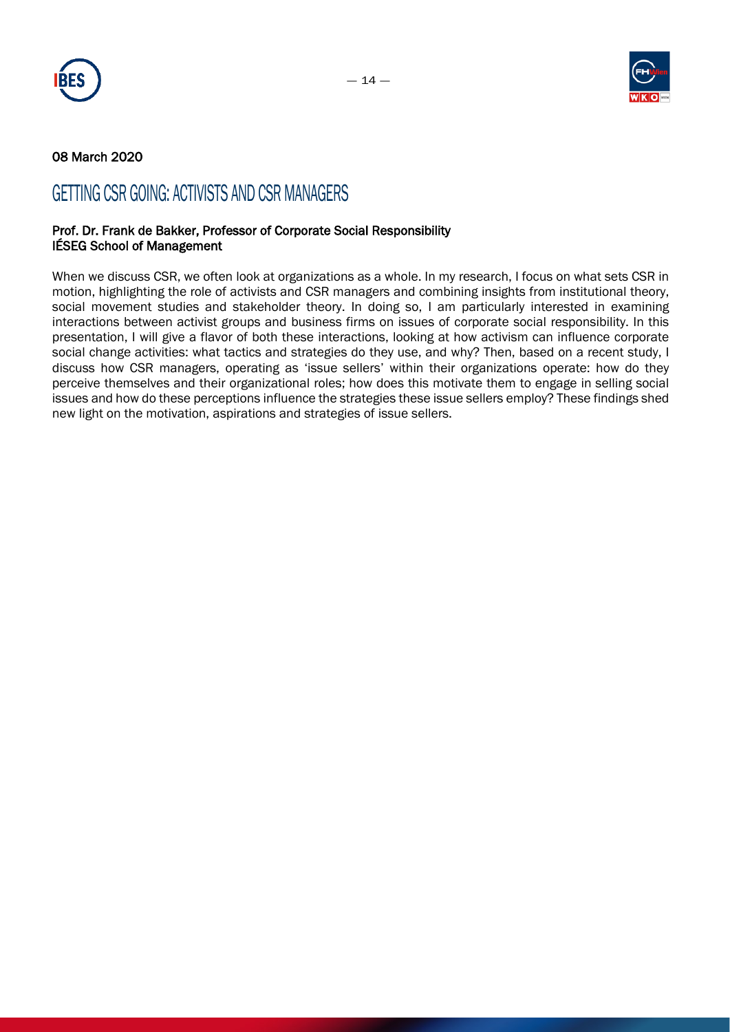08 March 2020

# GETTING CSR GOING: ACTIVISTS AND CSR MANAGERS

**Prof. Dr. Frank de Bakker, Professor of Corporate Social Responsibility**
**IÉSEG School of Management**

When we discuss CSR, we often look at organizations as a whole. In my research, I focus on what sets CSR in motion, highlighting the role of activists and CSR managers and combining insights from institutional theory, social movement studies and stakeholder theory. In doing so, I am particularly interested in examining interactions between activist groups and business firms on issues of corporate social responsibility. In this presentation, I will give a flavor of both these interactions, looking at how activism can influence corporate social change activities: what tactics and strategies do they use, and why? Then, based on a recent study, I discuss how CSR managers, operating as 'issue sellers' within their organizations operate: how do they perceive themselves and their organizational roles; how does this motivate them to engage in selling social issues and how do these perceptions influence the strategies these issue sellers employ? These findings shed new light on the motivation, aspirations and strategies of issue sellers.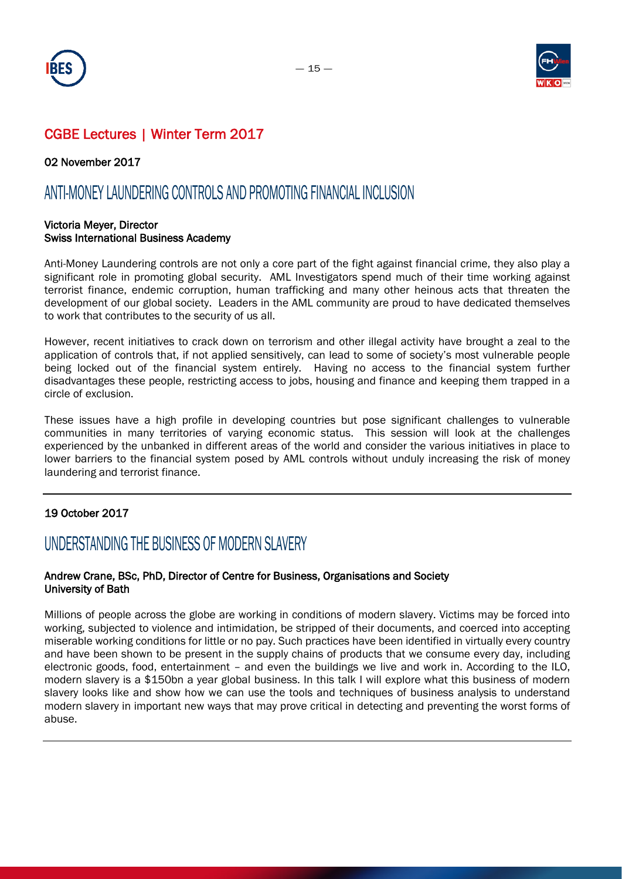## CGBE Lectures | Winter Term 2017

02 November 2017

# ANTI-MONEY LAUNDERING CONTROLS AND PROMOTING FINANCIAL INCLUSION

**Victoria Meyer, Director**
**Swiss International Business Academy**

Anti-Money Laundering controls are not only a core part of the fight against financial crime, they also play a significant role in promoting global security. AML Investigators spend much of their time working against terrorist finance, endemic corruption, human trafficking and many other heinous acts that threaten the development of our global society. Leaders in the AML community are proud to have dedicated themselves to work that contributes to the security of us all.

However, recent initiatives to crack down on terrorism and other illegal activity have brought a zeal to the application of controls that, if not applied sensitively, can lead to some of society's most vulnerable people being locked out of the financial system entirely. Having no access to the financial system further disadvantages these people, restricting access to jobs, housing and finance and keeping them trapped in a circle of exclusion.

These issues have a high profile in developing countries but pose significant challenges to vulnerable communities in many territories of varying economic status. This session will look at the challenges experienced by the unbanked in different areas of the world and consider the various initiatives in place to lower barriers to the financial system posed by AML controls without unduly increasing the risk of money laundering and terrorist finance.

---

19 October 2017

# UNDERSTANDING THE BUSINESS OF MODERN SLAVERY

**Andrew Crane, BSc, PhD, Director of Centre for Business, Organisations and Society**
**University of Bath**

Millions of people across the globe are working in conditions of modern slavery. Victims may be forced into working, subjected to violence and intimidation, be stripped of their documents, and coerced into accepting miserable working conditions for little or no pay. Such practices have been identified in virtually every country and have been shown to be present in the supply chains of products that we consume every day, including electronic goods, food, entertainment – and even the buildings we live and work in. According to the ILO, modern slavery is a $150bn a year global business. In this talk I will explore what this business of modern slavery looks like and show how we can use the tools and techniques of business analysis to understand modern slavery in important new ways that may prove critical in detecting and preventing the worst forms of abuse.

---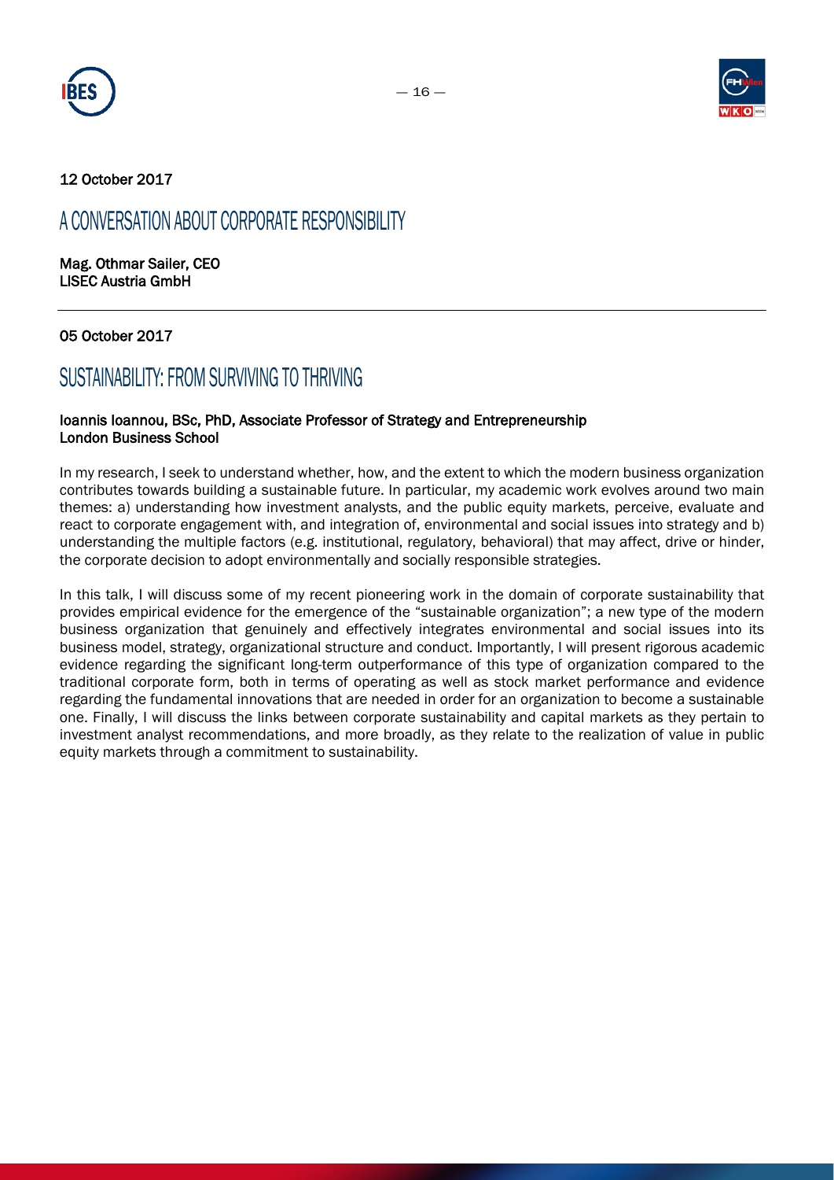12 October 2017

## A CONVERSATION ABOUT CORPORATE RESPONSIBILITY

**Mag. Othmar Sailer, CEO**
**LISEC Austria GmbH**

---

05 October 2017

## SUSTAINABILITY: FROM SURVIVING TO THRIVING

**Ioannis Ioannou, BSc, PhD, Associate Professor of Strategy and Entrepreneurship**
**London Business School**

In my research, I seek to understand whether, how, and the extent to which the modern business organization contributes towards building a sustainable future. In particular, my academic work evolves around two main themes: a) understanding how investment analysts, and the public equity markets, perceive, evaluate and react to corporate engagement with, and integration of, environmental and social issues into strategy and b) understanding the multiple factors (e.g. institutional, regulatory, behavioral) that may affect, drive or hinder, the corporate decision to adopt environmentally and socially responsible strategies.

In this talk, I will discuss some of my recent pioneering work in the domain of corporate sustainability that provides empirical evidence for the emergence of the "sustainable organization"; a new type of the modern business organization that genuinely and effectively integrates environmental and social issues into its business model, strategy, organizational structure and conduct. Importantly, I will present rigorous academic evidence regarding the significant long-term outperformance of this type of organization compared to the traditional corporate form, both in terms of operating as well as stock market performance and evidence regarding the fundamental innovations that are needed in order for an organization to become a sustainable one. Finally, I will discuss the links between corporate sustainability and capital markets as they pertain to investment analyst recommendations, and more broadly, as they relate to the realization of value in public equity markets through a commitment to sustainability.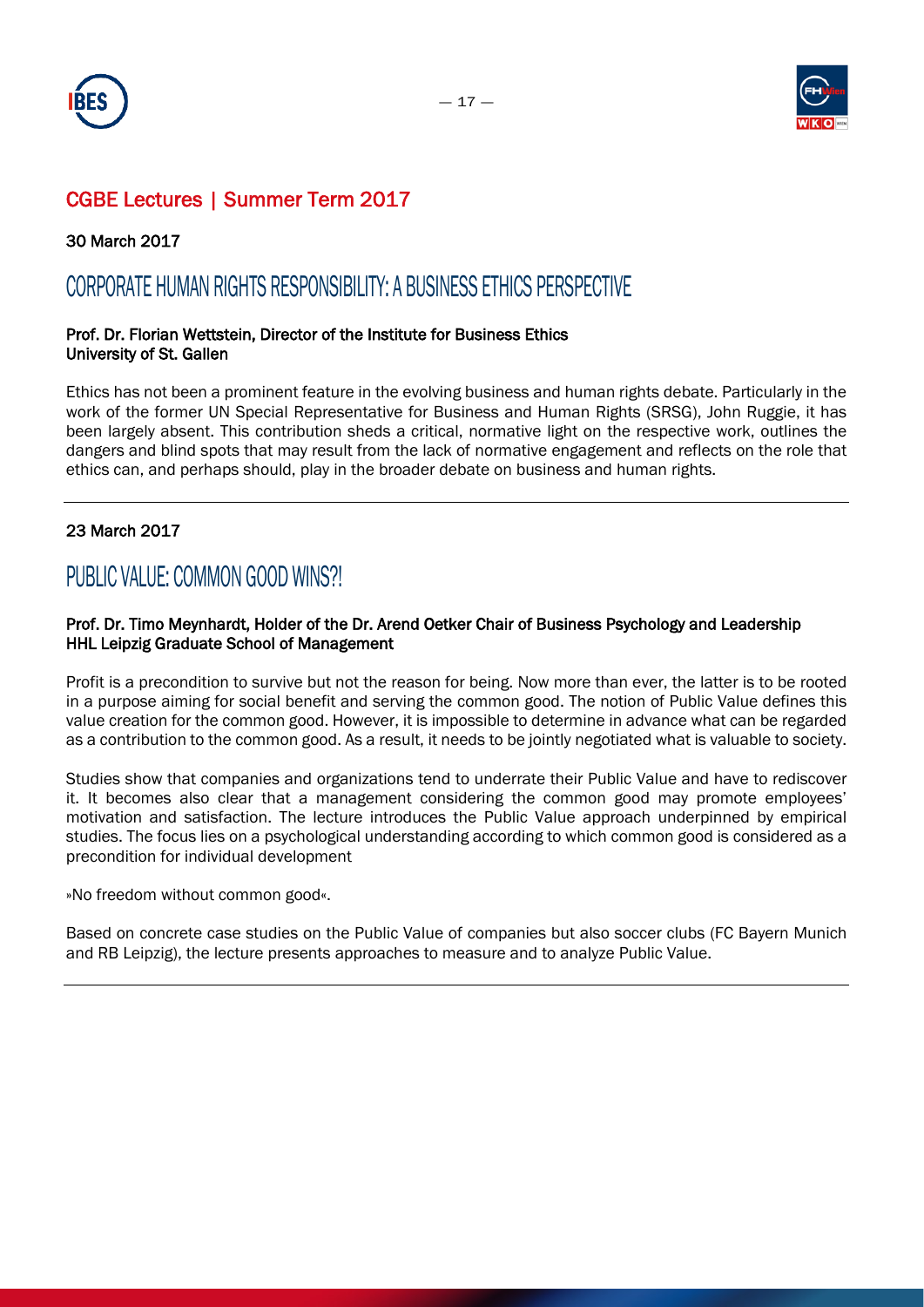## CGBE Lectures | Summer Term 2017

30 March 2017

# CORPORATE HUMAN RIGHTS RESPONSIBILITY: A BUSINESS ETHICS PERSPECTIVE

**Prof. Dr. Florian Wettstein, Director of the Institute for Business Ethics**
**University of St. Gallen**

Ethics has not been a prominent feature in the evolving business and human rights debate. Particularly in the work of the former UN Special Representative for Business and Human Rights (SRSG), John Ruggie, it has been largely absent. This contribution sheds a critical, normative light on the respective work, outlines the dangers and blind spots that may result from the lack of normative engagement and reflects on the role that ethics can, and perhaps should, play in the broader debate on business and human rights.

---

23 March 2017

# PUBLIC VALUE: COMMON GOOD WINS?!

**Prof. Dr. Timo Meynhardt, Holder of the Dr. Arend Oetker Chair of Business Psychology and Leadership**
**HHL Leipzig Graduate School of Management**

Profit is a precondition to survive but not the reason for being. Now more than ever, the latter is to be rooted in a purpose aiming for social benefit and serving the common good. The notion of Public Value defines this value creation for the common good. However, it is impossible to determine in advance what can be regarded as a contribution to the common good. As a result, it needs to be jointly negotiated what is valuable to society.

Studies show that companies and organizations tend to underrate their Public Value and have to rediscover it. It becomes also clear that a management considering the common good may promote employees' motivation and satisfaction. The lecture introduces the Public Value approach underpinned by empirical studies. The focus lies on a psychological understanding according to which common good is considered as a precondition for individual development

»No freedom without common good«.

Based on concrete case studies on the Public Value of companies but also soccer clubs (FC Bayern Munich and RB Leipzig), the lecture presents approaches to measure and to analyze Public Value.

---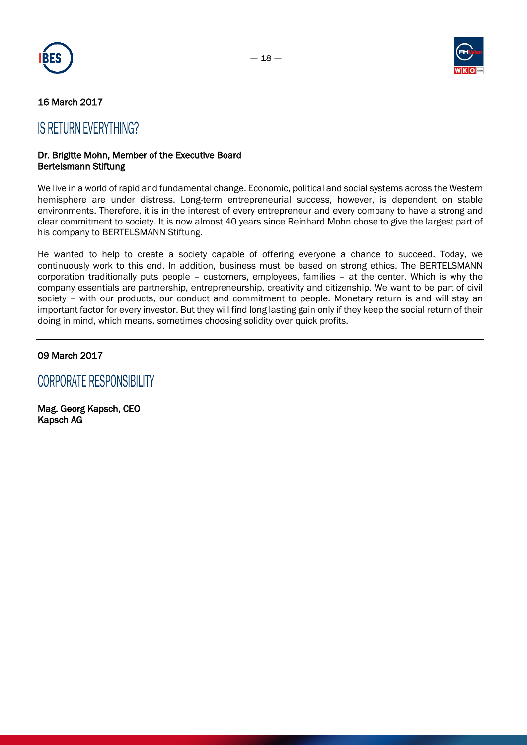16 March 2017

## IS RETURN EVERYTHING?

**Dr. Brigitte Mohn, Member of the Executive Board**
**Bertelsmann Stiftung**

We live in a world of rapid and fundamental change. Economic, political and social systems across the Western hemisphere are under distress. Long-term entrepreneurial success, however, is dependent on stable environments. Therefore, it is in the interest of every entrepreneur and every company to have a strong and clear commitment to society. It is now almost 40 years since Reinhard Mohn chose to give the largest part of his company to BERTELSMANN Stiftung.

He wanted to help to create a society capable of offering everyone a chance to succeed. Today, we continuously work to this end. In addition, business must be based on strong ethics. The BERTELSMANN corporation traditionally puts people – customers, employees, families – at the center. Which is why the company essentials are partnership, entrepreneurship, creativity and citizenship. We want to be part of civil society – with our products, our conduct and commitment to people. Monetary return is and will stay an important factor for every investor. But they will find long lasting gain only if they keep the social return of their doing in mind, which means, sometimes choosing solidity over quick profits.

---

09 March 2017

## CORPORATE RESPONSIBILITY

**Mag. Georg Kapsch, CEO**
**Kapsch AG**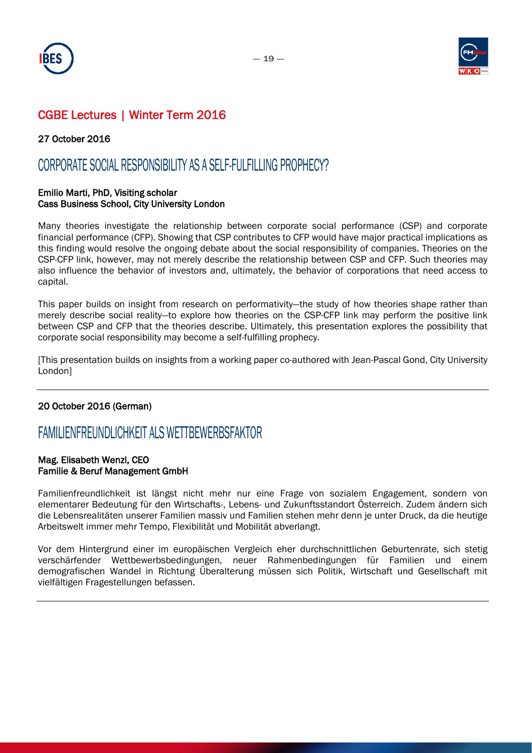## CGBE Lectures | Winter Term 2016

**27 October 2016**

# CORPORATE SOCIAL RESPONSIBILITY AS A SELF-FULFILLING PROPHECY?

**Emilio Marti, PhD, Visiting scholar**
**Cass Business School, City University London**

Many theories investigate the relationship between corporate social performance (CSP) and corporate financial performance (CFP). Showing that CSP contributes to CFP would have major practical implications as this finding would resolve the ongoing debate about the social responsibility of companies. Theories on the CSP-CFP link, however, may not merely describe the relationship between CSP and CFP. Such theories may also influence the behavior of investors and, ultimately, the behavior of corporations that need access to capital.

This paper builds on insight from research on performativity—the study of how theories shape rather than merely describe social reality—to explore how theories on the CSP-CFP link may perform the positive link between CSP and CFP that the theories describe. Ultimately, this presentation explores the possibility that corporate social responsibility may become a self-fulfilling prophecy.

[This presentation builds on insights from a working paper co-authored with Jean-Pascal Gond, City University London]

---

**20 October 2016 (German)**

# FAMILIENFREUNDLICHKEIT ALS WETTBEWERBSFAKTOR

**Mag. Elisabeth Wenzl, CEO**
**Familie & Beruf Management GmbH**

Familienfreundlichkeit ist längst nicht mehr nur eine Frage von sozialem Engagement, sondern von elementarer Bedeutung für den Wirtschafts-, Lebens- und Zukunftsstandort Österreich. Zudem ändern sich die Lebensrealitäten unserer Familien massiv und Familien stehen mehr denn je unter Druck, da die heutige Arbeitswelt immer mehr Tempo, Flexibilität und Mobilität abverlangt.

Vor dem Hintergrund einer im europäischen Vergleich eher durchschnittlichen Geburtenrate, sich stetig verschärfender Wettbewerbsbedingungen, neuer Rahmenbedingungen für Familien und einem demografischen Wandel in Richtung Überalterung müssen sich Politik, Wirtschaft und Gesellschaft mit vielfältigen Fragestellungen befassen.

---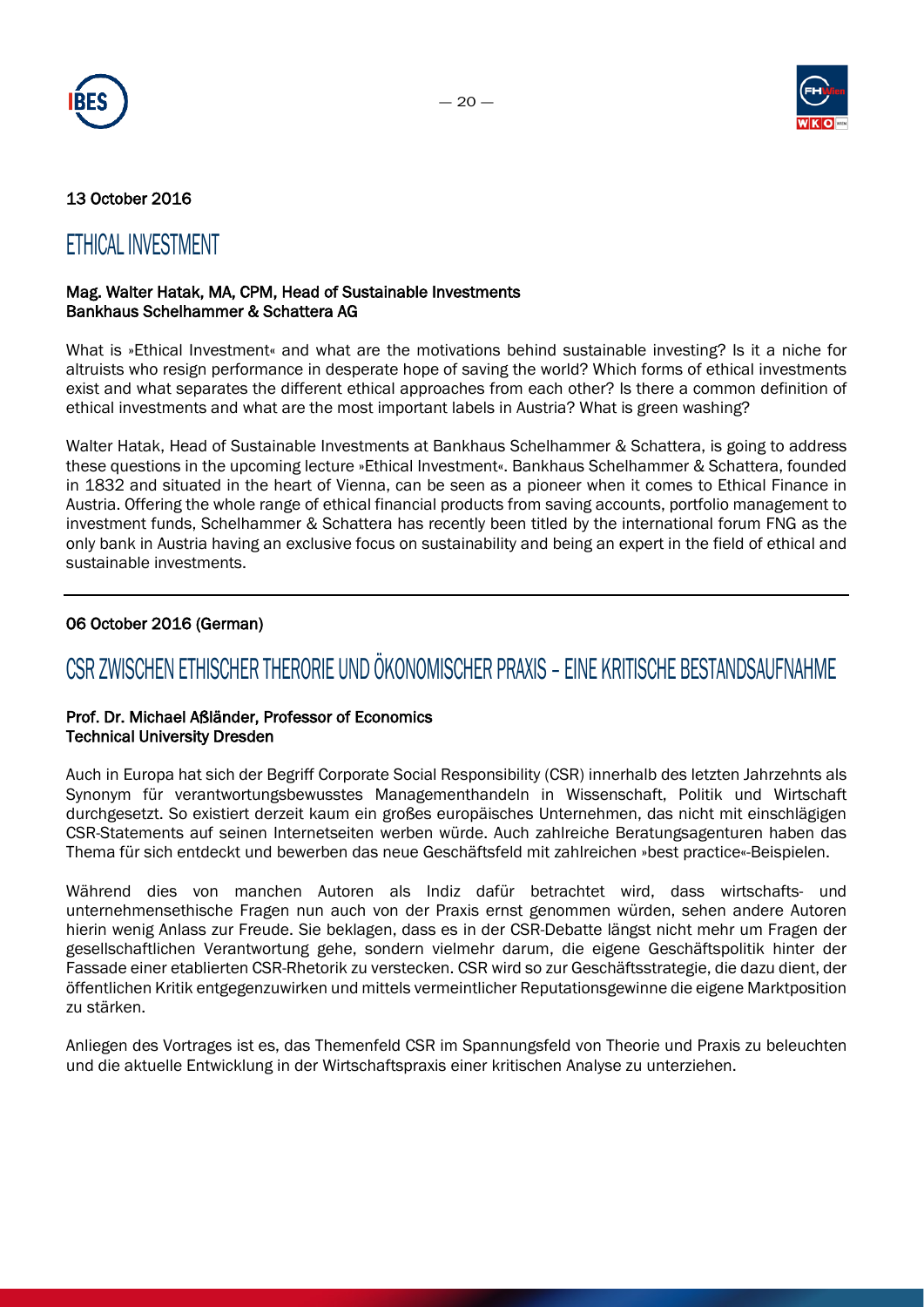13 October 2016

## ETHICAL INVESTMENT

**Mag. Walter Hatak, MA, CPM, Head of Sustainable Investments**
**Bankhaus Schelhammer & Schattera AG**

What is »Ethical Investment« and what are the motivations behind sustainable investing? Is it a niche for altruists who resign performance in desperate hope of saving the world? Which forms of ethical investments exist and what separates the different ethical approaches from each other? Is there a common definition of ethical investments and what are the most important labels in Austria? What is green washing?

Walter Hatak, Head of Sustainable Investments at Bankhaus Schelhammer & Schattera, is going to address these questions in the upcoming lecture »Ethical Investment«. Bankhaus Schelhammer & Schattera, founded in 1832 and situated in the heart of Vienna, can be seen as a pioneer when it comes to Ethical Finance in Austria. Offering the whole range of ethical financial products from saving accounts, portfolio management to investment funds, Schelhammer & Schattera has recently been titled by the international forum FNG as the only bank in Austria having an exclusive focus on sustainability and being an expert in the field of ethical and sustainable investments.

---

06 October 2016 (German)

## CSR ZWISCHEN ETHISCHER THERORIE UND ÖKONOMISCHER PRAXIS – EINE KRITISCHE BESTANDSAUFNAHME

**Prof. Dr. Michael Aßländer, Professor of Economics**
**Technical University Dresden**

Auch in Europa hat sich der Begriff Corporate Social Responsibility (CSR) innerhalb des letzten Jahrzehnts als Synonym für verantwortungsbewusstes Managementhandeln in Wissenschaft, Politik und Wirtschaft durchgesetzt. So existiert derzeit kaum ein großes europäisches Unternehmen, das nicht mit einschlägigen CSR-Statements auf seinen Internetseiten werben würde. Auch zahlreiche Beratungsagenturen haben das Thema für sich entdeckt und bewerben das neue Geschäftsfeld mit zahlreichen »best practice«-Beispielen.

Während dies von manchen Autoren als Indiz dafür betrachtet wird, dass wirtschafts- und unternehmensethische Fragen nun auch von der Praxis ernst genommen würden, sehen andere Autoren hierin wenig Anlass zur Freude. Sie beklagen, dass es in der CSR-Debatte längst nicht mehr um Fragen der gesellschaftlichen Verantwortung gehe, sondern vielmehr darum, die eigene Geschäftspolitik hinter der Fassade einer etablierten CSR-Rhetorik zu verstecken. CSR wird so zur Geschäftsstrategie, die dazu dient, der öffentlichen Kritik entgegenzuwirken und mittels vermeintlicher Reputationsgewinne die eigene Marktposition zu stärken.

Anliegen des Vortrages ist es, das Themenfeld CSR im Spannungsfeld von Theorie und Praxis zu beleuchten und die aktuelle Entwicklung in der Wirtschaftspraxis einer kritischen Analyse zu unterziehen.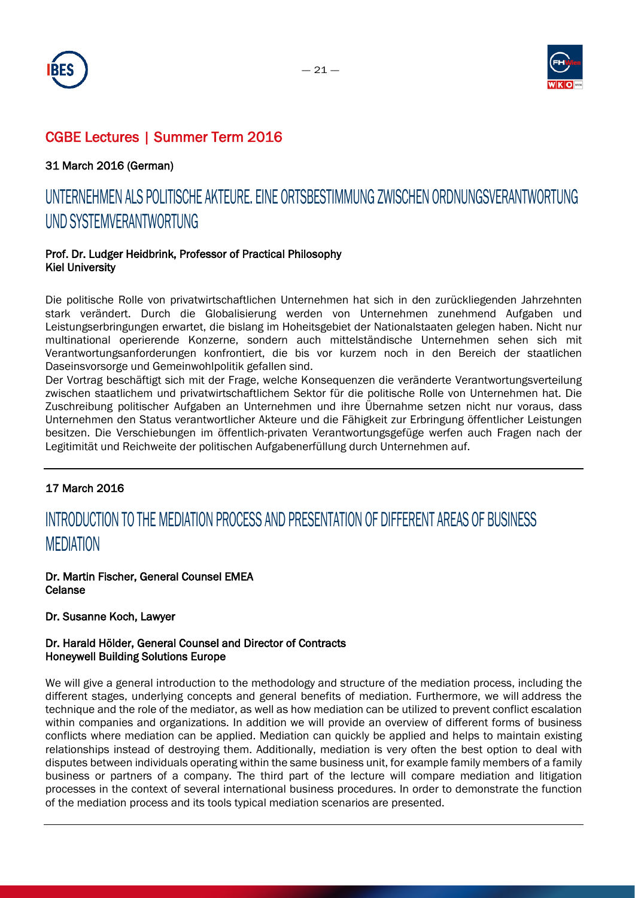## CGBE Lectures | Summer Term 2016

31 March 2016 (German)

# UNTERNEHMEN ALS POLITISCHE AKTEURE. EINE ORTSBESTIMMUNG ZWISCHEN ORDNUNGSVERANTWORTUNG UND SYSTEMVERANTWORTUNG

**Prof. Dr. Ludger Heidbrink, Professor of Practical Philosophy**
**Kiel University**

Die politische Rolle von privatwirtschaftlichen Unternehmen hat sich in den zurückliegenden Jahrzehnten stark verändert. Durch die Globalisierung werden von Unternehmen zunehmend Aufgaben und Leistungserbringungen erwartet, die bislang im Hoheitsgebiet der Nationalstaaten gelegen haben. Nicht nur multinational operierende Konzerne, sondern auch mittelständische Unternehmen sehen sich mit Verantwortungsanforderungen konfrontiert, die bis vor kurzem noch in den Bereich der staatlichen Daseinsvorsorge und Gemeinwohlpolitik gefallen sind.
Der Vortrag beschäftigt sich mit der Frage, welche Konsequenzen die veränderte Verantwortungsverteilung zwischen staatlichem und privatwirtschaftlichem Sektor für die politische Rolle von Unternehmen hat. Die Zuschreibung politischer Aufgaben an Unternehmen und ihre Übernahme setzen nicht nur voraus, dass Unternehmen den Status verantwortlicher Akteure und die Fähigkeit zur Erbringung öffentlicher Leistungen besitzen. Die Verschiebungen im öffentlich-privaten Verantwortungsgefüge werfen auch Fragen nach der Legitimität und Reichweite der politischen Aufgabenerfüllung durch Unternehmen auf.

---

17 March 2016

# INTRODUCTION TO THE MEDIATION PROCESS AND PRESENTATION OF DIFFERENT AREAS OF BUSINESS MEDIATION

**Dr. Martin Fischer, General Counsel EMEA**
**Celanse**

**Dr. Susanne Koch, Lawyer**

**Dr. Harald Hölder, General Counsel and Director of Contracts**
**Honeywell Building Solutions Europe**

We will give a general introduction to the methodology and structure of the mediation process, including the different stages, underlying concepts and general benefits of mediation. Furthermore, we will address the technique and the role of the mediator, as well as how mediation can be utilized to prevent conflict escalation within companies and organizations. In addition we will provide an overview of different forms of business conflicts where mediation can be applied. Mediation can quickly be applied and helps to maintain existing relationships instead of destroying them. Additionally, mediation is very often the best option to deal with disputes between individuals operating within the same business unit, for example family members of a family business or partners of a company. The third part of the lecture will compare mediation and litigation processes in the context of several international business procedures. In order to demonstrate the function of the mediation process and its tools typical mediation scenarios are presented.

---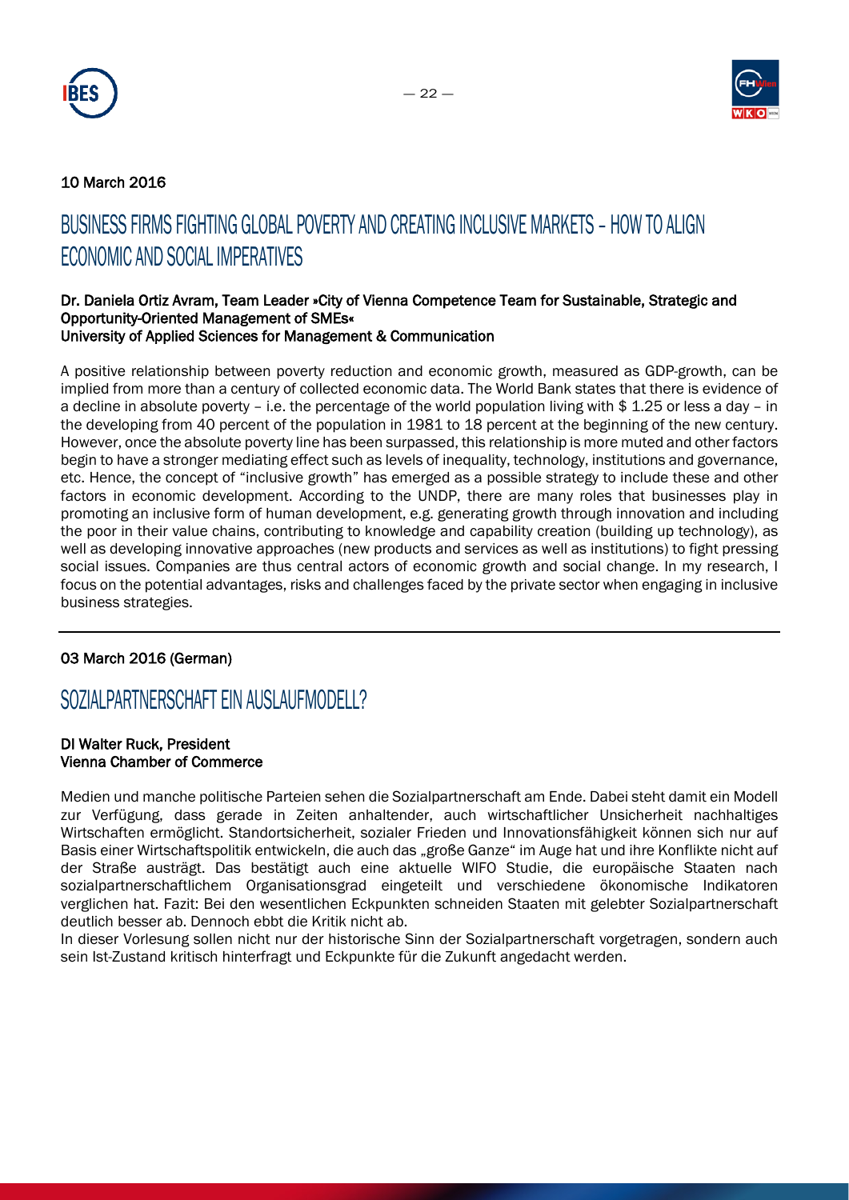10 March 2016

## BUSINESS FIRMS FIGHTING GLOBAL POVERTY AND CREATING INCLUSIVE MARKETS – HOW TO ALIGN ECONOMIC AND SOCIAL IMPERATIVES

**Dr. Daniela Ortiz Avram, Team Leader »City of Vienna Competence Team for Sustainable, Strategic and Opportunity-Oriented Management of SMEs«**
**University of Applied Sciences for Management & Communication**

A positive relationship between poverty reduction and economic growth, measured as GDP-growth, can be implied from more than a century of collected economic data. The World Bank states that there is evidence of a decline in absolute poverty – i.e. the percentage of the world population living with $ 1.25 or less a day – in the developing from 40 percent of the population in 1981 to 18 percent at the beginning of the new century. However, once the absolute poverty line has been surpassed, this relationship is more muted and other factors begin to have a stronger mediating effect such as levels of inequality, technology, institutions and governance, etc. Hence, the concept of "inclusive growth" has emerged as a possible strategy to include these and other factors in economic development. According to the UNDP, there are many roles that businesses play in promoting an inclusive form of human development, e.g. generating growth through innovation and including the poor in their value chains, contributing to knowledge and capability creation (building up technology), as well as developing innovative approaches (new products and services as well as institutions) to fight pressing social issues. Companies are thus central actors of economic growth and social change. In my research, I focus on the potential advantages, risks and challenges faced by the private sector when engaging in inclusive business strategies.

---

03 March 2016 (German)

## SOZIALPARTNERSCHAFT EIN AUSLAUFMODELL?

**DI Walter Ruck, President**
**Vienna Chamber of Commerce**

Medien und manche politische Parteien sehen die Sozialpartnerschaft am Ende. Dabei steht damit ein Modell zur Verfügung, dass gerade in Zeiten anhaltender, auch wirtschaftlicher Unsicherheit nachhaltiges Wirtschaften ermöglicht. Standortsicherheit, sozialer Frieden und Innovationsfähigkeit können sich nur auf Basis einer Wirtschaftspolitik entwickeln, die auch das „große Ganze" im Auge hat und ihre Konflikte nicht auf der Straße austrägt. Das bestätigt auch eine aktuelle WIFO Studie, die europäische Staaten nach sozialpartnerschaftlichem Organisationsgrad eingeteilt und verschiedene ökonomische Indikatoren verglichen hat. Fazit: Bei den wesentlichen Eckpunkten schneiden Staaten mit gelebter Sozialpartnerschaft deutlich besser ab. Dennoch ebbt die Kritik nicht ab.
In dieser Vorlesung sollen nicht nur der historische Sinn der Sozialpartnerschaft vorgetragen, sondern auch sein Ist-Zustand kritisch hinterfragt und Eckpunkte für die Zukunft angedacht werden.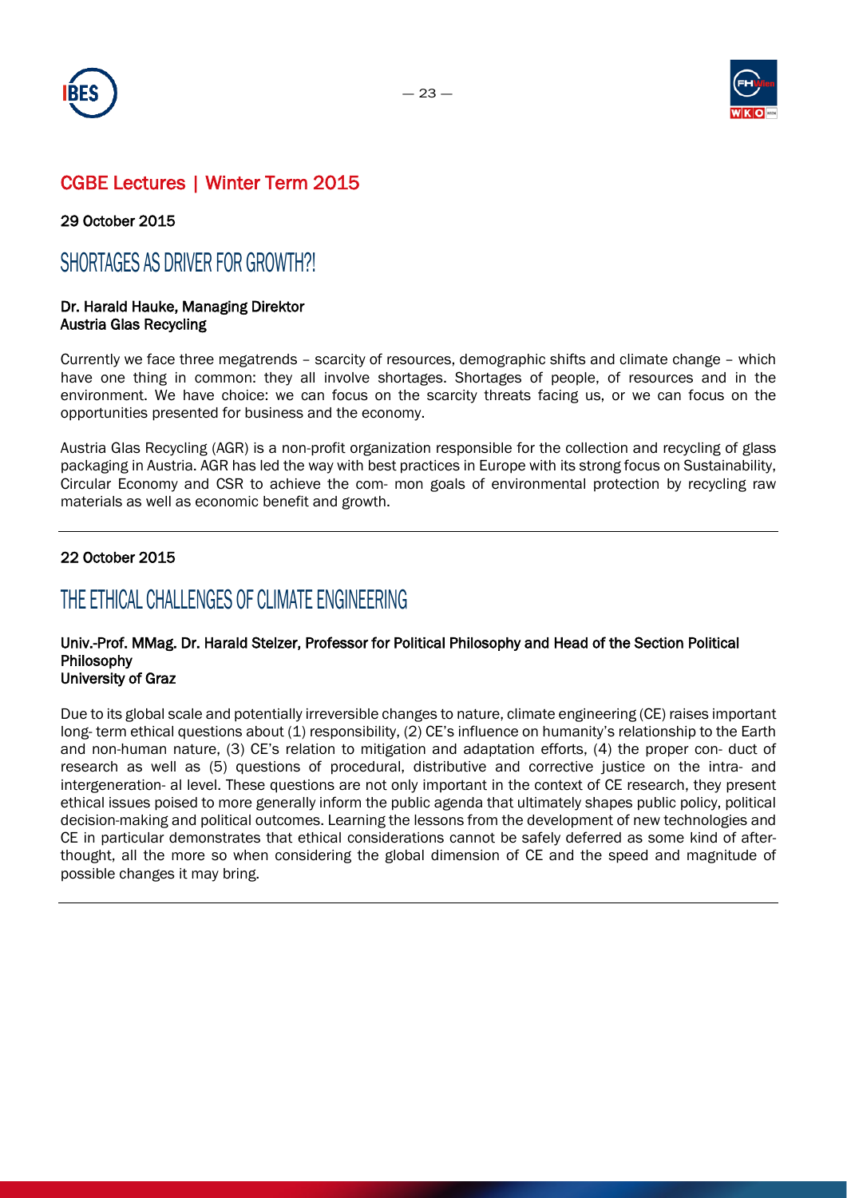## CGBE Lectures | Winter Term 2015

**29 October 2015**

# SHORTAGES AS DRIVER FOR GROWTH?!

**Dr. Harald Hauke, Managing Direktor**
**Austria Glas Recycling**

Currently we face three megatrends – scarcity of resources, demographic shifts and climate change – which have one thing in common: they all involve shortages. Shortages of people, of resources and in the environment. We have choice: we can focus on the scarcity threats facing us, or we can focus on the opportunities presented for business and the economy.

Austria Glas Recycling (AGR) is a non-profit organization responsible for the collection and recycling of glass packaging in Austria. AGR has led the way with best practices in Europe with its strong focus on Sustainability, Circular Economy and CSR to achieve the com- mon goals of environmental protection by recycling raw materials as well as economic benefit and growth.

---

**22 October 2015**

# THE ETHICAL CHALLENGES OF CLIMATE ENGINEERING

**Univ.-Prof. MMag. Dr. Harald Stelzer, Professor for Political Philosophy and Head of the Section Political Philosophy**
**University of Graz**

Due to its global scale and potentially irreversible changes to nature, climate engineering (CE) raises important long- term ethical questions about (1) responsibility, (2) CE's influence on humanity's relationship to the Earth and non-human nature, (3) CE's relation to mitigation and adaptation efforts, (4) the proper con- duct of research as well as (5) questions of procedural, distributive and corrective justice on the intra- and intergeneration- al level. These questions are not only important in the context of CE research, they present ethical issues poised to more generally inform the public agenda that ultimately shapes public policy, political decision-making and political outcomes. Learning the lessons from the development of new technologies and CE in particular demonstrates that ethical considerations cannot be safely deferred as some kind of after-thought, all the more so when considering the global dimension of CE and the speed and magnitude of possible changes it may bring.

---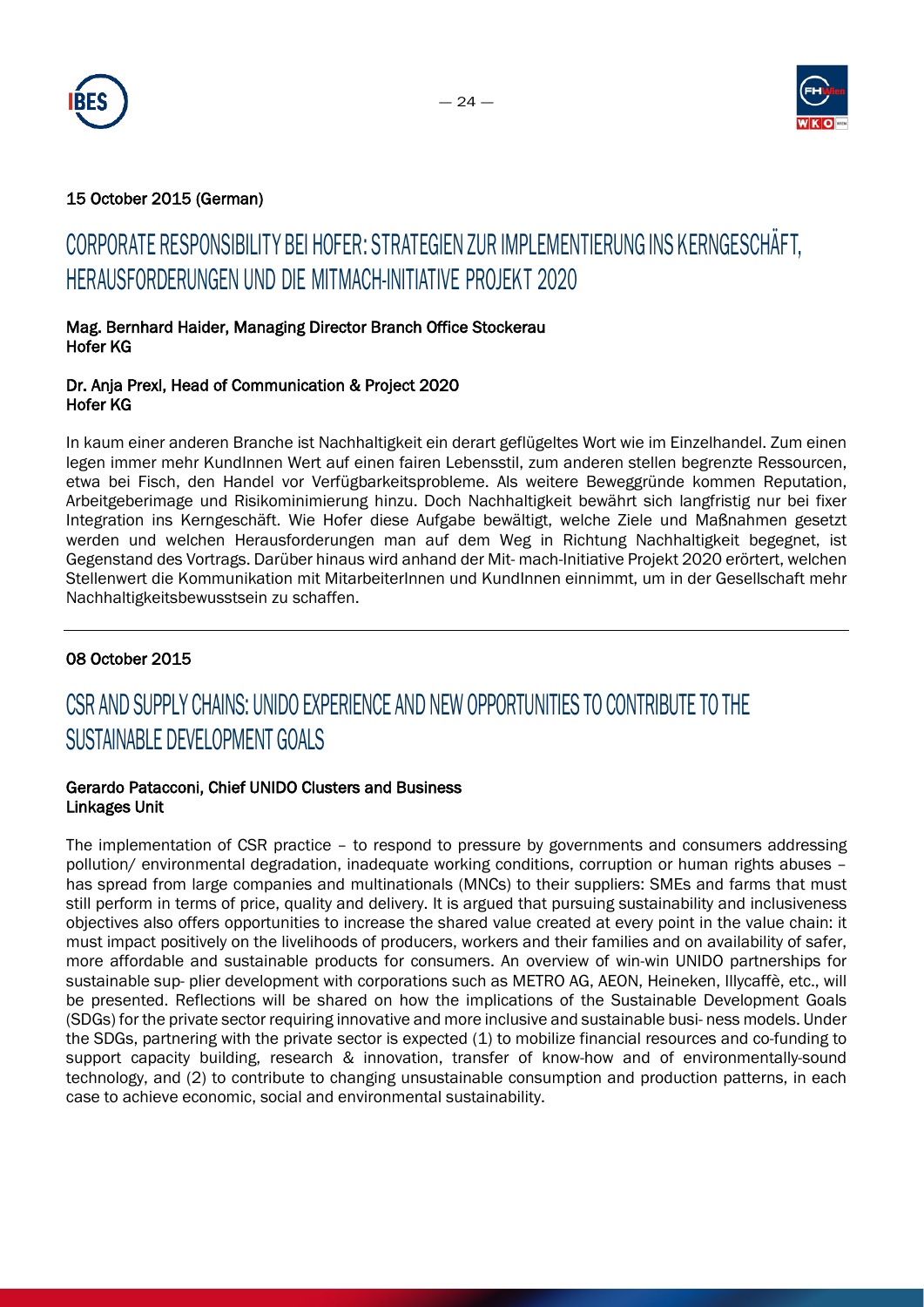15 October 2015 (German)

## CORPORATE RESPONSIBILITY BEI HOFER: STRATEGIEN ZUR IMPLEMENTIERUNG INS KERNGESCHÄFT, HERAUSFORDERUNGEN UND DIE MITMACH-INITIATIVE PROJEKT 2020

**Mag. Bernhard Haider, Managing Director Branch Office Stockerau**
**Hofer KG**

**Dr. Anja Prexl, Head of Communication & Project 2020**
**Hofer KG**

In kaum einer anderen Branche ist Nachhaltigkeit ein derart geflügeltes Wort wie im Einzelhandel. Zum einen legen immer mehr KundInnen Wert auf einen fairen Lebensstil, zum anderen stellen begrenzte Ressourcen, etwa bei Fisch, den Handel vor Verfügbarkeitsprobleme. Als weitere Beweggründe kommen Reputation, Arbeitgeberimage und Risikominimierung hinzu. Doch Nachhaltigkeit bewährt sich langfristig nur bei fixer Integration ins Kerngeschäft. Wie Hofer diese Aufgabe bewältigt, welche Ziele und Maßnahmen gesetzt werden und welchen Herausforderungen man auf dem Weg in Richtung Nachhaltigkeit begegnet, ist Gegenstand des Vortrags. Darüber hinaus wird anhand der Mit- mach-Initiative Projekt 2020 erörtert, welchen Stellenwert die Kommunikation mit MitarbeiterInnen und KundInnen einnimmt, um in der Gesellschaft mehr Nachhaltigkeitsbewusstsein zu schaffen.

---

08 October 2015

## CSR AND SUPPLY CHAINS: UNIDO EXPERIENCE AND NEW OPPORTUNITIES TO CONTRIBUTE TO THE SUSTAINABLE DEVELOPMENT GOALS

**Gerardo Patacconi, Chief UNIDO Clusters and Business Linkages Unit**

The implementation of CSR practice – to respond to pressure by governments and consumers addressing pollution/ environmental degradation, inadequate working conditions, corruption or human rights abuses – has spread from large companies and multinationals (MNCs) to their suppliers: SMEs and farms that must still perform in terms of price, quality and delivery. It is argued that pursuing sustainability and inclusiveness objectives also offers opportunities to increase the shared value created at every point in the value chain: it must impact positively on the livelihoods of producers, workers and their families and on availability of safer, more affordable and sustainable products for consumers. An overview of win-win UNIDO partnerships for sustainable sup- plier development with corporations such as METRO AG, AEON, Heineken, Illycaffè, etc., will be presented. Reflections will be shared on how the implications of the Sustainable Development Goals (SDGs) for the private sector requiring innovative and more inclusive and sustainable busi- ness models. Under the SDGs, partnering with the private sector is expected (1) to mobilize financial resources and co-funding to support capacity building, research & innovation, transfer of know-how and of environmentally-sound technology, and (2) to contribute to changing unsustainable consumption and production patterns, in each case to achieve economic, social and environmental sustainability.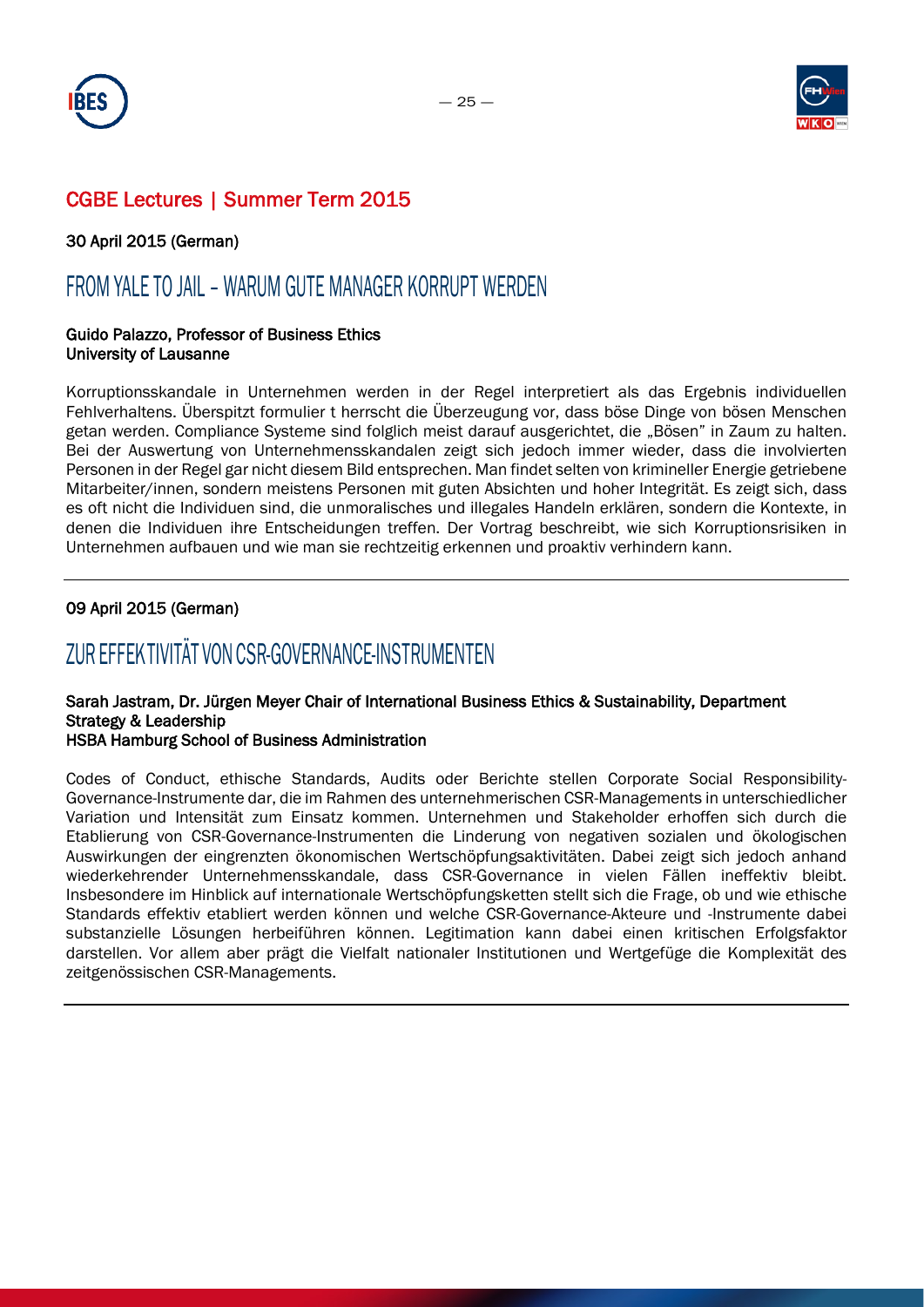## CGBE Lectures | Summer Term 2015

30 April 2015 (German)

### FROM YALE TO JAIL – WARUM GUTE MANAGER KORRUPT WERDEN

**Guido Palazzo, Professor of Business Ethics**
**University of Lausanne**

Korruptionsskandale in Unternehmen werden in der Regel interpretiert als das Ergebnis individuellen Fehlverhaltens. Überspitzt formulier t herrscht die Überzeugung vor, dass böse Dinge von bösen Menschen getan werden. Compliance Systeme sind folglich meist darauf ausgerichtet, die „Bösen" in Zaum zu halten. Bei der Auswertung von Unternehmensskandalen zeigt sich jedoch immer wieder, dass die involvierten Personen in der Regel gar nicht diesem Bild entsprechen. Man findet selten von krimineller Energie getriebene Mitarbeiter/innen, sondern meistens Personen mit guten Absichten und hoher Integrität. Es zeigt sich, dass es oft nicht die Individuen sind, die unmoralisches und illegales Handeln erklären, sondern die Kontexte, in denen die Individuen ihre Entscheidungen treffen. Der Vortrag beschreibt, wie sich Korruptionsrisiken in Unternehmen aufbauen und wie man sie rechtzeitig erkennen und proaktiv verhindern kann.

---

09 April 2015 (German)

### ZUR EFFEKTIVITÄT VON CSR-GOVERNANCE-INSTRUMENTEN

**Sarah Jastram, Dr. Jürgen Meyer Chair of International Business Ethics & Sustainability, Department Strategy & Leadership**
**HSBA Hamburg School of Business Administration**

Codes of Conduct, ethische Standards, Audits oder Berichte stellen Corporate Social Responsibility-Governance-Instrumente dar, die im Rahmen des unternehmerischen CSR-Managements in unterschiedlicher Variation und Intensität zum Einsatz kommen. Unternehmen und Stakeholder erhoffen sich durch die Etablierung von CSR-Governance-Instrumenten die Linderung von negativen sozialen und ökologischen Auswirkungen der eingrenzten ökonomischen Wertschöpfungsaktivitäten. Dabei zeigt sich jedoch anhand wiederkehrender Unternehmensskandale, dass CSR-Governance in vielen Fällen ineffektiv bleibt. Insbesondere im Hinblick auf internationale Wertschöpfungsketten stellt sich die Frage, ob und wie ethische Standards effektiv etabliert werden können und welche CSR-Governance-Akteure und -Instrumente dabei substanzielle Lösungen herbeiführen können. Legitimation kann dabei einen kritischen Erfolgsfaktor darstellen. Vor allem aber prägt die Vielfalt nationaler Institutionen und Wertgefüge die Komplexität des zeitgenössischen CSR-Managements.

---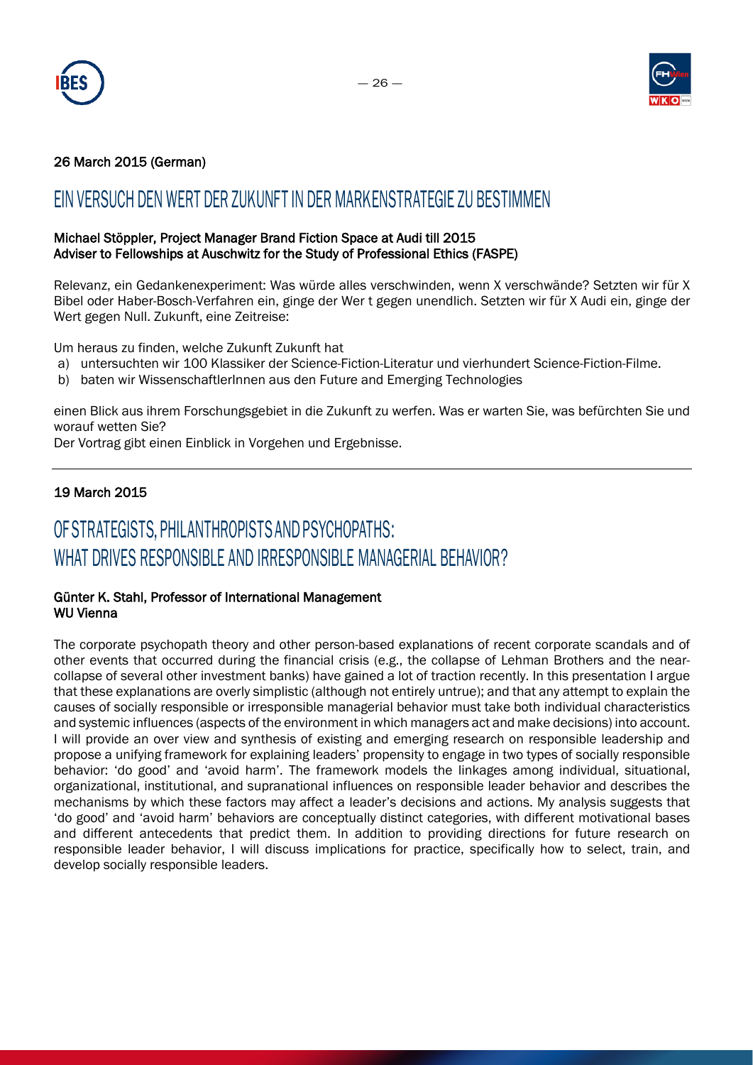26 March 2015 (German)

## EIN VERSUCH DEN WERT DER ZUKUNFT IN DER MARKENSTRATEGIE ZU BESTIMMEN

**Michael Stöppler, Project Manager Brand Fiction Space at Audi till 2015**
**Adviser to Fellowships at Auschwitz for the Study of Professional Ethics (FASPE)**

Relevanz, ein Gedankenexperiment: Was würde alles verschwinden, wenn X verschwände? Setzten wir für X Bibel oder Haber-Bosch-Verfahren ein, ginge der Wer t gegen unendlich. Setzten wir für X Audi ein, ginge der Wert gegen Null. Zukunft, eine Zeitreise:

Um heraus zu finden, welche Zukunft Zukunft hat

a) untersuchten wir 100 Klassiker der Science-Fiction-Literatur und vierhundert Science-Fiction-Filme.
b) baten wir WissenschaftlerInnen aus den Future and Emerging Technologies

einen Blick aus ihrem Forschungsgebiet in die Zukunft zu werfen. Was er warten Sie, was befürchten Sie und worauf wetten Sie?
Der Vortrag gibt einen Einblick in Vorgehen und Ergebnisse.

---

19 March 2015

## OF STRATEGISTS, PHILANTHROPISTS AND PSYCHOPATHS: WHAT DRIVES RESPONSIBLE AND IRRESPONSIBLE MANAGERIAL BEHAVIOR?

**Günter K. Stahl, Professor of International Management**
**WU Vienna**

The corporate psychopath theory and other person-based explanations of recent corporate scandals and of other events that occurred during the financial crisis (e.g., the collapse of Lehman Brothers and the near-collapse of several other investment banks) have gained a lot of traction recently. In this presentation I argue that these explanations are overly simplistic (although not entirely untrue); and that any attempt to explain the causes of socially responsible or irresponsible managerial behavior must take both individual characteristics and systemic influences (aspects of the environment in which managers act and make decisions) into account. I will provide an over view and synthesis of existing and emerging research on responsible leadership and propose a unifying framework for explaining leaders' propensity to engage in two types of socially responsible behavior: 'do good' and 'avoid harm'. The framework models the linkages among individual, situational, organizational, institutional, and supranational influences on responsible leader behavior and describes the mechanisms by which these factors may affect a leader's decisions and actions. My analysis suggests that 'do good' and 'avoid harm' behaviors are conceptually distinct categories, with different motivational bases and different antecedents that predict them. In addition to providing directions for future research on responsible leader behavior, I will discuss implications for practice, specifically how to select, train, and develop socially responsible leaders.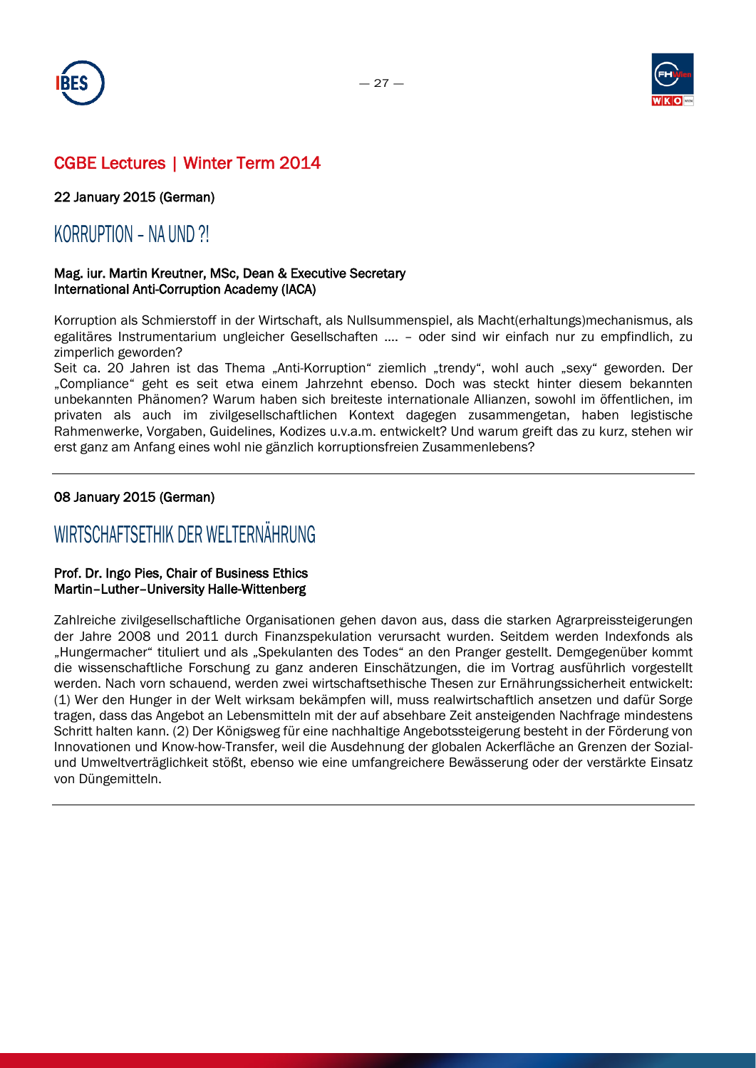## CGBE Lectures | Winter Term 2014

22 January 2015 (German)

# KORRUPTION – NA UND ?!

**Mag. iur. Martin Kreutner, MSc, Dean & Executive Secretary**
**International Anti-Corruption Academy (IACA)**

Korruption als Schmierstoff in der Wirtschaft, als Nullsummenspiel, als Macht(erhaltungs)mechanismus, als egalitäres Instrumentarium ungleicher Gesellschaften …. – oder sind wir einfach nur zu empfindlich, zu zimperlich geworden?
Seit ca. 20 Jahren ist das Thema „Anti-Korruption" ziemlich „trendy", wohl auch „sexy" geworden. Der „Compliance" geht es seit etwa einem Jahrzehnt ebenso. Doch was steckt hinter diesem bekannten unbekannten Phänomen? Warum haben sich breiteste internationale Allianzen, sowohl im öffentlichen, im privaten als auch im zivilgesellschaftlichen Kontext dagegen zusammengetan, haben legistische Rahmenwerke, Vorgaben, Guidelines, Kodizes u.v.a.m. entwickelt? Und warum greift das zu kurz, stehen wir erst ganz am Anfang eines wohl nie gänzlich korruptionsfreien Zusammenlebens?

---

08 January 2015 (German)

# WIRTSCHAFTSETHIK DER WELTERNÄHRUNG

**Prof. Dr. Ingo Pies, Chair of Business Ethics**
**Martin–Luther–University Halle-Wittenberg**

Zahlreiche zivilgesellschaftliche Organisationen gehen davon aus, dass die starken Agrarpreissteigerungen der Jahre 2008 und 2011 durch Finanzspekulation verursacht wurden. Seitdem werden Indexfonds als „Hungermacher" tituliert und als „Spekulanten des Todes" an den Pranger gestellt. Demgegenüber kommt die wissenschaftliche Forschung zu ganz anderen Einschätzungen, die im Vortrag ausführlich vorgestellt werden. Nach vorn schauend, werden zwei wirtschaftsethische Thesen zur Ernährungssicherheit entwickelt: (1) Wer den Hunger in der Welt wirksam bekämpfen will, muss realwirtschaftlich ansetzen und dafür Sorge tragen, dass das Angebot an Lebensmitteln mit der auf absehbare Zeit ansteigenden Nachfrage mindestens Schritt halten kann. (2) Der Königsweg für eine nachhaltige Angebotssteigerung besteht in der Förderung von Innovationen und Know-how-Transfer, weil die Ausdehnung der globalen Ackerfläche an Grenzen der Sozial- und Umweltverträglichkeit stößt, ebenso wie eine umfangreichere Bewässerung oder der verstärkte Einsatz von Düngemitteln.

---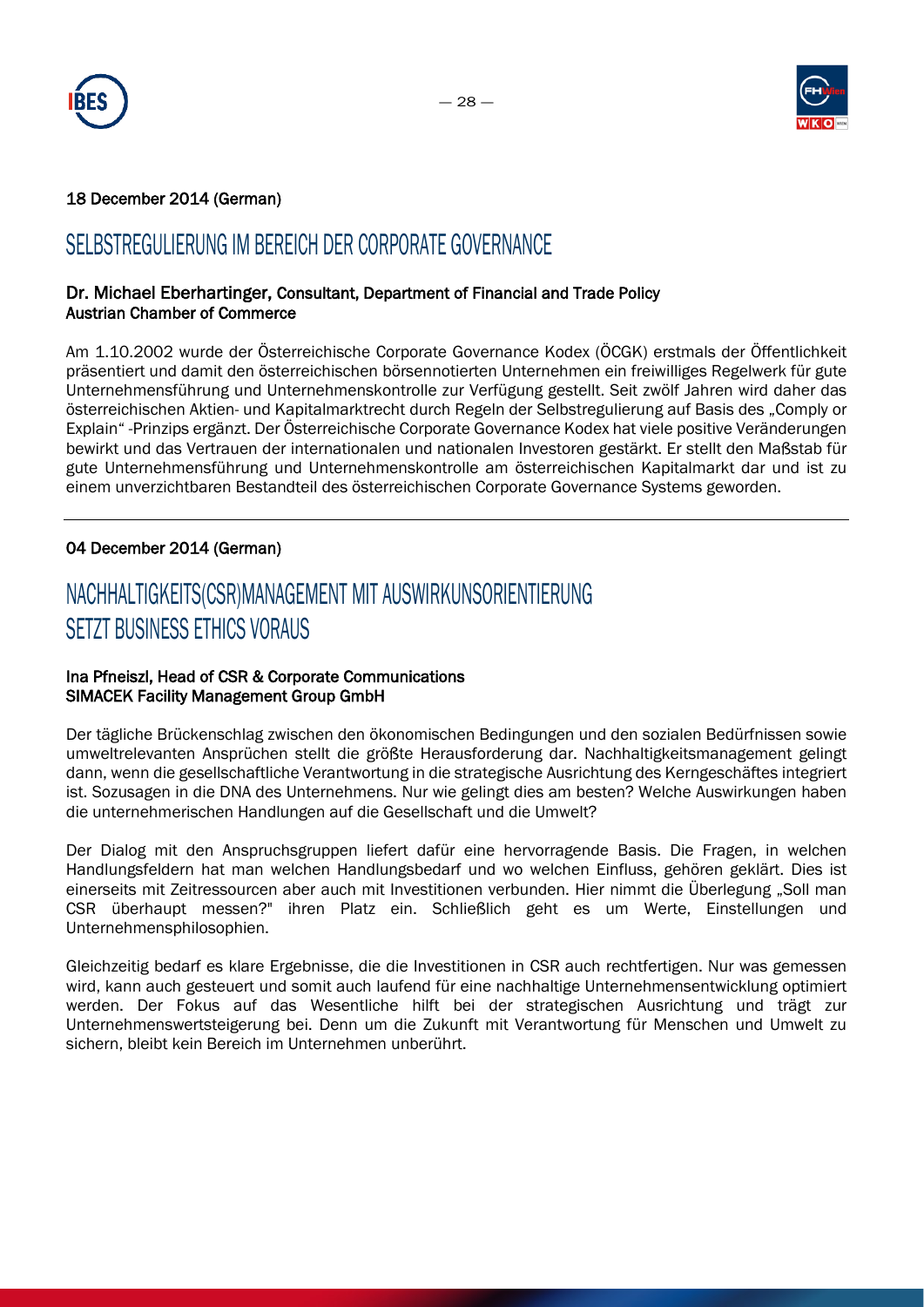18 December 2014 (German)

## SELBSTREGULIERUNG IM BEREICH DER CORPORATE GOVERNANCE

**Dr. Michael Eberhartinger, Consultant, Department of Financial and Trade Policy**
**Austrian Chamber of Commerce**

Am 1.10.2002 wurde der Österreichische Corporate Governance Kodex (ÖCGK) erstmals der Öffentlichkeit präsentiert und damit den österreichischen börsennotierten Unternehmen ein freiwilliges Regelwerk für gute Unternehmensführung und Unternehmenskontrolle zur Verfügung gestellt. Seit zwölf Jahren wird daher das österreichischen Aktien- und Kapitalmarktrecht durch Regeln der Selbstregulierung auf Basis des „Comply or Explain" -Prinzips ergänzt. Der Österreichische Corporate Governance Kodex hat viele positive Veränderungen bewirkt und das Vertrauen der internationalen und nationalen Investoren gestärkt. Er stellt den Maßstab für gute Unternehmensführung und Unternehmenskontrolle am österreichischen Kapitalmarkt dar und ist zu einem unverzichtbaren Bestandteil des österreichischen Corporate Governance Systems geworden.

---

04 December 2014 (German)

## NACHHALTIGKEITS(CSR)MANAGEMENT MIT AUSWIRKUNSORIENTIERUNG SETZT BUSINESS ETHICS VORAUS

**Ina Pfneiszl, Head of CSR & Corporate Communications**
**SIMACEK Facility Management Group GmbH**

Der tägliche Brückenschlag zwischen den ökonomischen Bedingungen und den sozialen Bedürfnissen sowie umweltrelevanten Ansprüchen stellt die größte Herausforderung dar. Nachhaltigkeitsmanagement gelingt dann, wenn die gesellschaftliche Verantwortung in die strategische Ausrichtung des Kerngeschäftes integriert ist. Sozusagen in die DNA des Unternehmens. Nur wie gelingt dies am besten? Welche Auswirkungen haben die unternehmerischen Handlungen auf die Gesellschaft und die Umwelt?

Der Dialog mit den Anspruchsgruppen liefert dafür eine hervorragende Basis. Die Fragen, in welchen Handlungsfeldern hat man welchen Handlungsbedarf und wo welchen Einfluss, gehören geklärt. Dies ist einerseits mit Zeitressourcen aber auch mit Investitionen verbunden. Hier nimmt die Überlegung „Soll man CSR überhaupt messen?" ihren Platz ein. Schließlich geht es um Werte, Einstellungen und Unternehmensphilosophien.

Gleichzeitig bedarf es klare Ergebnisse, die die Investitionen in CSR auch rechtfertigen. Nur was gemessen wird, kann auch gesteuert und somit auch laufend für eine nachhaltige Unternehmensentwicklung optimiert werden. Der Fokus auf das Wesentliche hilft bei der strategischen Ausrichtung und trägt zur Unternehmenswertsteigerung bei. Denn um die Zukunft mit Verantwortung für Menschen und Umwelt zu sichern, bleibt kein Bereich im Unternehmen unberührt.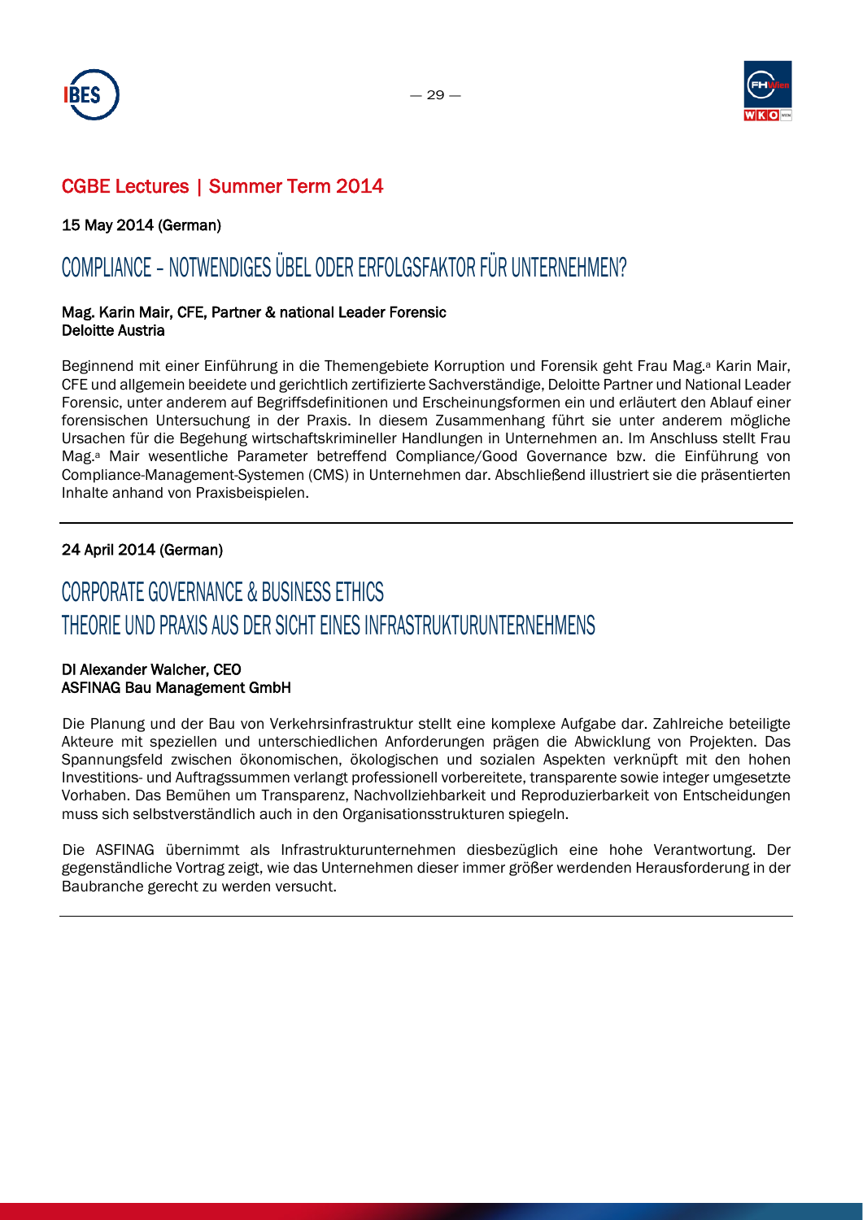## CGBE Lectures | Summer Term 2014

15 May 2014 (German)

# COMPLIANCE – NOTWENDIGES ÜBEL ODER ERFOLGSFAKTOR FÜR UNTERNEHMEN?

**Mag. Karin Mair, CFE, Partner & national Leader Forensic**
**Deloitte Austria**

Beginnend mit einer Einführung in die Themengebiete Korruption und Forensik geht Frau Mag.[a] Karin Mair, CFE und allgemein beeidete und gerichtlich zertifizierte Sachverständige, Deloitte Partner und National Leader Forensic, unter anderem auf Begriffsdefinitionen und Erscheinungsformen ein und erläutert den Ablauf einer forensischen Untersuchung in der Praxis. In diesem Zusammenhang führt sie unter anderem mögliche Ursachen für die Begehung wirtschaftskrimineller Handlungen in Unternehmen an. Im Anschluss stellt Frau Mag.[a] Mair wesentliche Parameter betreffend Compliance/Good Governance bzw. die Einführung von Compliance-Management-Systemen (CMS) in Unternehmen dar. Abschließend illustriert sie die präsentierten Inhalte anhand von Praxisbeispielen.

---

24 April 2014 (German)

# CORPORATE GOVERNANCE & BUSINESS ETHICS
# THEORIE UND PRAXIS AUS DER SICHT EINES INFRASTRUKTURUNTERNEHMENS

**DI Alexander Walcher, CEO**
**ASFINAG Bau Management GmbH**

Die Planung und der Bau von Verkehrsinfrastruktur stellt eine komplexe Aufgabe dar. Zahlreiche beteiligte Akteure mit speziellen und unterschiedlichen Anforderungen prägen die Abwicklung von Projekten. Das Spannungsfeld zwischen ökonomischen, ökologischen und sozialen Aspekten verknüpft mit den hohen Investitions- und Auftragssummen verlangt professionell vorbereitete, transparente sowie integer umgesetzte Vorhaben. Das Bemühen um Transparenz, Nachvollziehbarkeit und Reproduzierbarkeit von Entscheidungen muss sich selbstverständlich auch in den Organisationsstrukturen spiegeln.

Die ASFINAG übernimmt als Infrastrukturunternehmen diesbezüglich eine hohe Verantwortung. Der gegenständliche Vortrag zeigt, wie das Unternehmen dieser immer größer werdenden Herausforderung in der Baubranche gerecht zu werden versucht.

---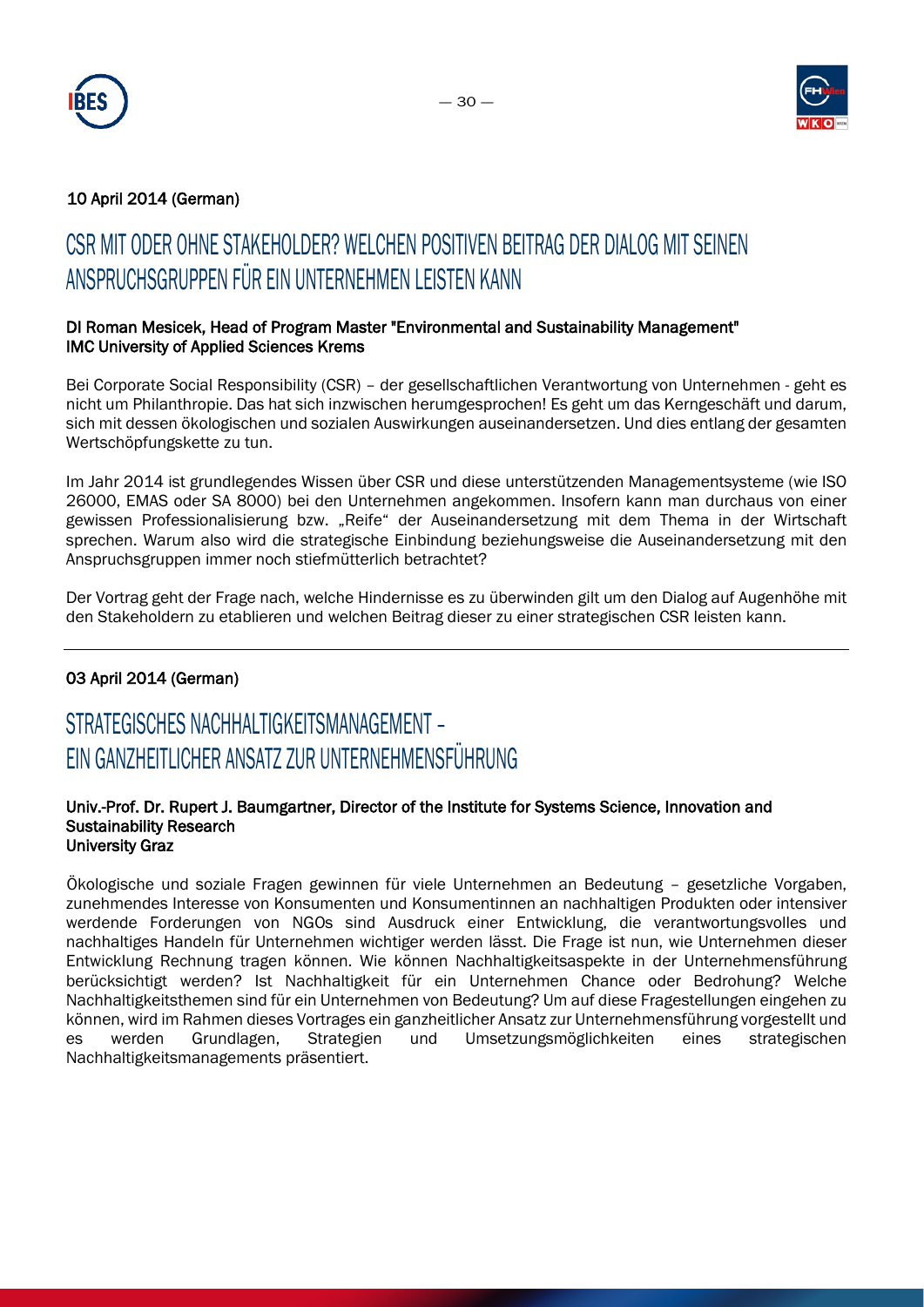10 April 2014 (German)

## CSR MIT ODER OHNE STAKEHOLDER? WELCHEN POSITIVEN BEITRAG DER DIALOG MIT SEINEN ANSPRUCHSGRUPPEN FÜR EIN UNTERNEHMEN LEISTEN KANN

**DI Roman Mesicek, Head of Program Master "Environmental and Sustainability Management"**
**IMC University of Applied Sciences Krems**

Bei Corporate Social Responsibility (CSR) – der gesellschaftlichen Verantwortung von Unternehmen - geht es nicht um Philanthropie. Das hat sich inzwischen herumgesprochen! Es geht um das Kerngeschäft und darum, sich mit dessen ökologischen und sozialen Auswirkungen auseinandersetzen. Und dies entlang der gesamten Wertschöpfungskette zu tun.

Im Jahr 2014 ist grundlegendes Wissen über CSR und diese unterstützenden Managementsysteme (wie ISO 26000, EMAS oder SA 8000) bei den Unternehmen angekommen. Insofern kann man durchaus von einer gewissen Professionalisierung bzw. „Reife" der Auseinandersetzung mit dem Thema in der Wirtschaft sprechen. Warum also wird die strategische Einbindung beziehungsweise die Auseinandersetzung mit den Anspruchsgruppen immer noch stiefmütterlich betrachtet?

Der Vortrag geht der Frage nach, welche Hindernisse es zu überwinden gilt um den Dialog auf Augenhöhe mit den Stakeholdern zu etablieren und welchen Beitrag dieser zu einer strategischen CSR leisten kann.

---

03 April 2014 (German)

## STRATEGISCHES NACHHALTIGKEITSMANAGEMENT – EIN GANZHEITLICHER ANSATZ ZUR UNTERNEHMENSFÜHRUNG

**Univ.-Prof. Dr. Rupert J. Baumgartner, Director of the Institute for Systems Science, Innovation and Sustainability Research**
**University Graz**

Ökologische und soziale Fragen gewinnen für viele Unternehmen an Bedeutung – gesetzliche Vorgaben, zunehmendes Interesse von Konsumenten und Konsumentinnen an nachhaltigen Produkten oder intensiver werdende Forderungen von NGOs sind Ausdruck einer Entwicklung, die verantwortungsvolles und nachhaltiges Handeln für Unternehmen wichtiger werden lässt. Die Frage ist nun, wie Unternehmen dieser Entwicklung Rechnung tragen können. Wie können Nachhaltigkeitsaspekte in der Unternehmensführung berücksichtigt werden? Ist Nachhaltigkeit für ein Unternehmen Chance oder Bedrohung? Welche Nachhaltigkeitsthemen sind für ein Unternehmen von Bedeutung? Um auf diese Fragestellungen eingehen zu können, wird im Rahmen dieses Vortrages ein ganzheitlicher Ansatz zur Unternehmensführung vorgestellt und es werden Grundlagen, Strategien und Umsetzungsmöglichkeiten eines strategischen Nachhaltigkeitsmanagements präsentiert.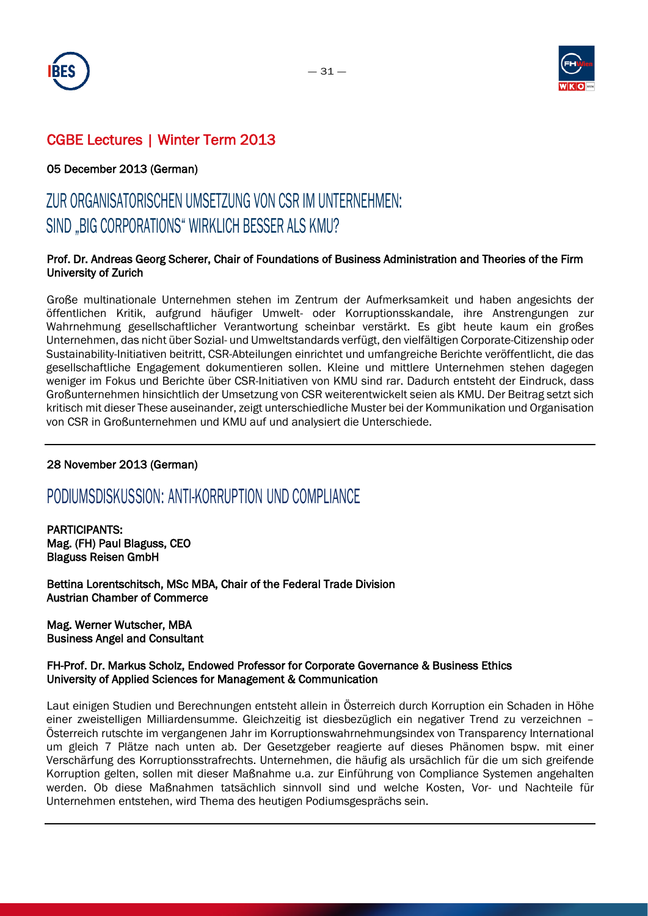## CGBE Lectures | Winter Term 2013

05 December 2013 (German)

# ZUR ORGANISATORISCHEN UMSETZUNG VON CSR IM UNTERNEHMEN: SIND „BIG CORPORATIONS" WIRKLICH BESSER ALS KMU?

**Prof. Dr. Andreas Georg Scherer, Chair of Foundations of Business Administration and Theories of the Firm**
**University of Zurich**

Große multinationale Unternehmen stehen im Zentrum der Aufmerksamkeit und haben angesichts der öffentlichen Kritik, aufgrund häufiger Umwelt- oder Korruptionsskandale, ihre Anstrengungen zur Wahrnehmung gesellschaftlicher Verantwortung scheinbar verstärkt. Es gibt heute kaum ein großes Unternehmen, das nicht über Sozial- und Umweltstandards verfügt, den vielfältigen Corporate-Citizenship oder Sustainability-Initiativen beitritt, CSR-Abteilungen einrichtet und umfangreiche Berichte veröffentlicht, die das gesellschaftliche Engagement dokumentieren sollen. Kleine und mittlere Unternehmen stehen dagegen weniger im Fokus und Berichte über CSR-Initiativen von KMU sind rar. Dadurch entsteht der Eindruck, dass Großunternehmen hinsichtlich der Umsetzung von CSR weiterentwickelt seien als KMU. Der Beitrag setzt sich kritisch mit dieser These auseinander, zeigt unterschiedliche Muster bei der Kommunikation und Organisation von CSR in Großunternehmen und KMU auf und analysiert die Unterschiede.

---

28 November 2013 (German)

# PODIUMSDISKUSSION: ANTI-KORRUPTION UND COMPLIANCE

**PARTICIPANTS:**
**Mag. (FH) Paul Blaguss, CEO**
**Blaguss Reisen GmbH**

**Bettina Lorentschitsch, MSc MBA, Chair of the Federal Trade Division**
**Austrian Chamber of Commerce**

**Mag. Werner Wutscher, MBA**
**Business Angel and Consultant**

**FH-Prof. Dr. Markus Scholz, Endowed Professor for Corporate Governance & Business Ethics**
**University of Applied Sciences for Management & Communication**

Laut einigen Studien und Berechnungen entsteht allein in Österreich durch Korruption ein Schaden in Höhe einer zweistelligen Milliardensumme. Gleichzeitig ist diesbezüglich ein negativer Trend zu verzeichnen – Österreich rutschte im vergangenen Jahr im Korruptionswahrnehmungsindex von Transparency International um gleich 7 Plätze nach unten ab. Der Gesetzgeber reagierte auf dieses Phänomen bspw. mit einer Verschärfung des Korruptionsstrafrechts. Unternehmen, die häufig als ursächlich für die um sich greifende Korruption gelten, sollen mit dieser Maßnahme u.a. zur Einführung von Compliance Systemen angehalten werden. Ob diese Maßnahmen tatsächlich sinnvoll sind und welche Kosten, Vor- und Nachteile für Unternehmen entstehen, wird Thema des heutigen Podiumsgesprächs sein.

---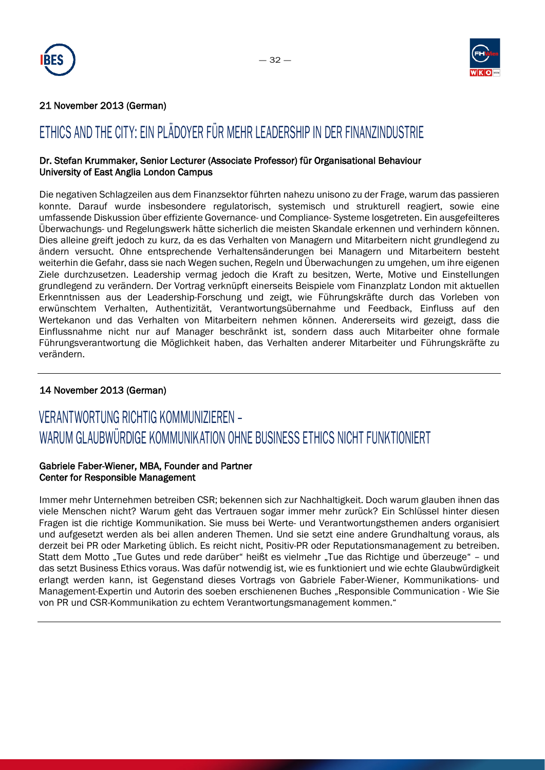21 November 2013 (German)

## ETHICS AND THE CITY: EIN PLÄDOYER FÜR MEHR LEADERSHIP IN DER FINANZINDUSTRIE

**Dr. Stefan Krummaker, Senior Lecturer (Associate Professor) für Organisational Behaviour**
**University of East Anglia London Campus**

Die negativen Schlagzeilen aus dem Finanzsektor führten nahezu unisono zu der Frage, warum das passieren konnte. Darauf wurde insbesondere regulatorisch, systemisch und strukturell reagiert, sowie eine umfassende Diskussion über effiziente Governance- und Compliance- Systeme losgetreten. Ein ausgefeilteres Überwachungs- und Regelungswerk hätte sicherlich die meisten Skandale erkennen und verhindern können. Dies alleine greift jedoch zu kurz, da es das Verhalten von Managern und Mitarbeitern nicht grundlegend zu ändern versucht. Ohne entsprechende Verhaltensänderungen bei Managern und Mitarbeitern besteht weiterhin die Gefahr, dass sie nach Wegen suchen, Regeln und Überwachungen zu umgehen, um ihre eigenen Ziele durchzusetzen. Leadership vermag jedoch die Kraft zu besitzen, Werte, Motive und Einstellungen grundlegend zu verändern. Der Vortrag verknüpft einerseits Beispiele vom Finanzplatz London mit aktuellen Erkenntnissen aus der Leadership-Forschung und zeigt, wie Führungskräfte durch das Vorleben von erwünschtem Verhalten, Authentizität, Verantwortungsübernahme und Feedback, Einfluss auf den Wertekanon und das Verhalten von Mitarbeitern nehmen können. Andererseits wird gezeigt, dass die Einflussnahme nicht nur auf Manager beschränkt ist, sondern dass auch Mitarbeiter ohne formale Führungsverantwortung die Möglichkeit haben, das Verhalten anderer Mitarbeiter und Führungskräfte zu verändern.

---

14 November 2013 (German)

## VERANTWORTUNG RICHTIG KOMMUNIZIEREN – WARUM GLAUBWÜRDIGE KOMMUNIKATION OHNE BUSINESS ETHICS NICHT FUNKTIONIERT

**Gabriele Faber-Wiener, MBA, Founder and Partner**
**Center for Responsible Management**

Immer mehr Unternehmen betreiben CSR; bekennen sich zur Nachhaltigkeit. Doch warum glauben ihnen das viele Menschen nicht? Warum geht das Vertrauen sogar immer mehr zurück? Ein Schlüssel hinter diesen Fragen ist die richtige Kommunikation. Sie muss bei Werte- und Verantwortungsthemen anders organisiert und aufgesetzt werden als bei allen anderen Themen. Und sie setzt eine andere Grundhaltung voraus, als derzeit bei PR oder Marketing üblich. Es reicht nicht, Positiv-PR oder Reputationsmanagement zu betreiben. Statt dem Motto „Tue Gutes und rede darüber" heißt es vielmehr „Tue das Richtige und überzeuge" – und das setzt Business Ethics voraus. Was dafür notwendig ist, wie es funktioniert und wie echte Glaubwürdigkeit erlangt werden kann, ist Gegenstand dieses Vortrags von Gabriele Faber-Wiener, Kommunikations- und Management-Expertin und Autorin des soeben erschienenen Buches „Responsible Communication - Wie Sie von PR und CSR-Kommunikation zu echtem Verantwortungsmanagement kommen."

---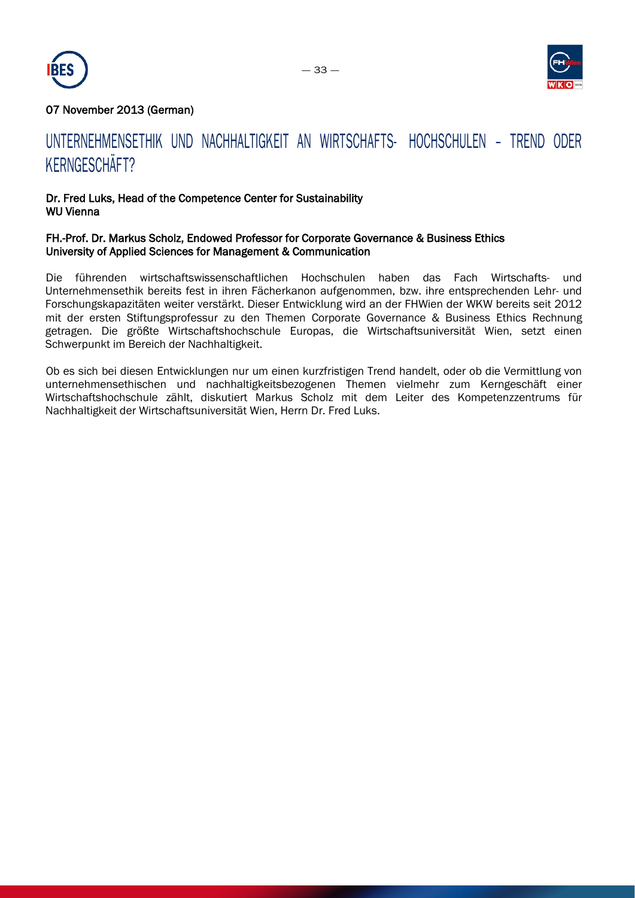07 November 2013 (German)

# UNTERNEHMENSETHIK UND NACHHALTIGKEIT AN WIRTSCHAFTS- HOCHSCHULEN – TREND ODER KERNGESCHÄFT?

**Dr. Fred Luks, Head of the Competence Center for Sustainability**
**WU Vienna**

**FH.-Prof. Dr. Markus Scholz, Endowed Professor for Corporate Governance & Business Ethics**
**University of Applied Sciences for Management & Communication**

Die führenden wirtschaftswissenschaftlichen Hochschulen haben das Fach Wirtschafts- und Unternehmensethik bereits fest in ihren Fächerkanon aufgenommen, bzw. ihre entsprechenden Lehr- und Forschungskapazitäten weiter verstärkt. Dieser Entwicklung wird an der FHWien der WKW bereits seit 2012 mit der ersten Stiftungsprofessur zu den Themen Corporate Governance & Business Ethics Rechnung getragen. Die größte Wirtschaftshochschule Europas, die Wirtschaftsuniversität Wien, setzt einen Schwerpunkt im Bereich der Nachhaltigkeit.

Ob es sich bei diesen Entwicklungen nur um einen kurzfristigen Trend handelt, oder ob die Vermittlung von unternehmensethischen und nachhaltigkeitsbezogenen Themen vielmehr zum Kerngeschäft einer Wirtschaftshochschule zählt, diskutiert Markus Scholz mit dem Leiter des Kompetenzzentrums für Nachhaltigkeit der Wirtschaftsuniversität Wien, Herrn Dr. Fred Luks.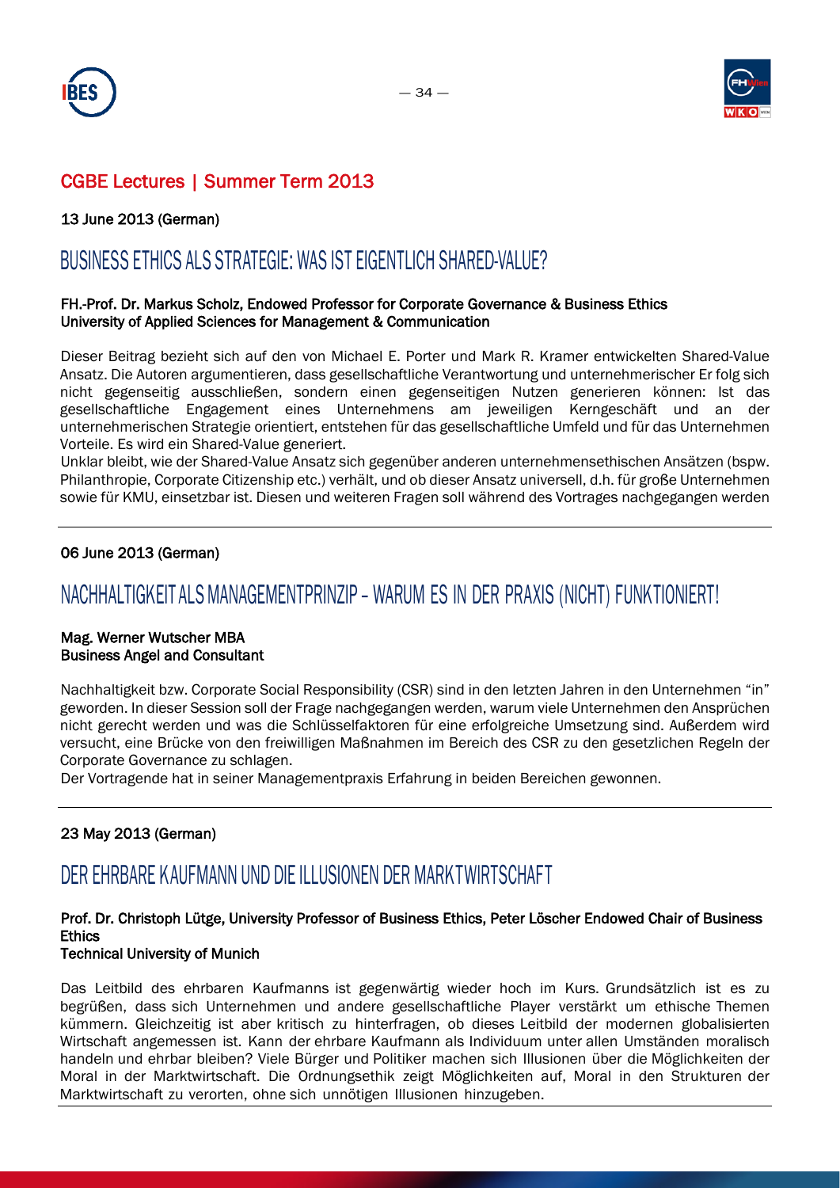## CGBE Lectures | Summer Term 2013

**13 June 2013 (German)**

### BUSINESS ETHICS ALS STRATEGIE: WAS IST EIGENTLICH SHARED-VALUE?

**FH.-Prof. Dr. Markus Scholz, Endowed Professor for Corporate Governance & Business Ethics**
**University of Applied Sciences for Management & Communication**

Dieser Beitrag bezieht sich auf den von Michael E. Porter und Mark R. Kramer entwickelten Shared-Value Ansatz. Die Autoren argumentieren, dass gesellschaftliche Verantwortung und unternehmerischer Er folg sich nicht gegenseitig ausschließen, sondern einen gegenseitigen Nutzen generieren können: Ist das gesellschaftliche Engagement eines Unternehmens am jeweiligen Kerngeschäft und an der unternehmerischen Strategie orientiert, entstehen für das gesellschaftliche Umfeld und für das Unternehmen Vorteile. Es wird ein Shared-Value generiert.

Unklar bleibt, wie der Shared-Value Ansatz sich gegenüber anderen unternehmensethischen Ansätzen (bspw. Philanthropie, Corporate Citizenship etc.) verhält, und ob dieser Ansatz universell, d.h. für große Unternehmen sowie für KMU, einsetzbar ist. Diesen und weiteren Fragen soll während des Vortrages nachgegangen werden

---

**06 June 2013 (German)**

### NACHHALTIGKEIT ALS MANAGEMENTPRINZIP – WARUM ES IN DER PRAXIS (NICHT) FUNKTIONIERT!

**Mag. Werner Wutscher MBA**
**Business Angel and Consultant**

Nachhaltigkeit bzw. Corporate Social Responsibility (CSR) sind in den letzten Jahren in den Unternehmen "in" geworden. In dieser Session soll der Frage nachgegangen werden, warum viele Unternehmen den Ansprüchen nicht gerecht werden und was die Schlüsselfaktoren für eine erfolgreiche Umsetzung sind. Außerdem wird versucht, eine Brücke von den freiwilligen Maßnahmen im Bereich des CSR zu den gesetzlichen Regeln der Corporate Governance zu schlagen.

Der Vortragende hat in seiner Managementpraxis Erfahrung in beiden Bereichen gewonnen.

---

**23 May 2013 (German)**

### DER EHRBARE KAUFMANN UND DIE ILLUSIONEN DER MARKTWIRTSCHAFT

**Prof. Dr. Christoph Lütge, University Professor of Business Ethics, Peter Löscher Endowed Chair of Business Ethics**
**Technical University of Munich**

Das Leitbild des ehrbaren Kaufmanns ist gegenwärtig wieder hoch im Kurs. Grundsätzlich ist es zu begrüßen, dass sich Unternehmen und andere gesellschaftliche Player verstärkt um ethische Themen kümmern. Gleichzeitig ist aber kritisch zu hinterfragen, ob dieses Leitbild der modernen globalisierten Wirtschaft angemessen ist. Kann der ehrbare Kaufmann als Individuum unter allen Umständen moralisch handeln und ehrbar bleiben? Viele Bürger und Politiker machen sich Illusionen über die Möglichkeiten der Moral in der Marktwirtschaft. Die Ordnungsethik zeigt Möglichkeiten auf, Moral in den Strukturen der Marktwirtschaft zu verorten, ohne sich unnötigen Illusionen hinzugeben.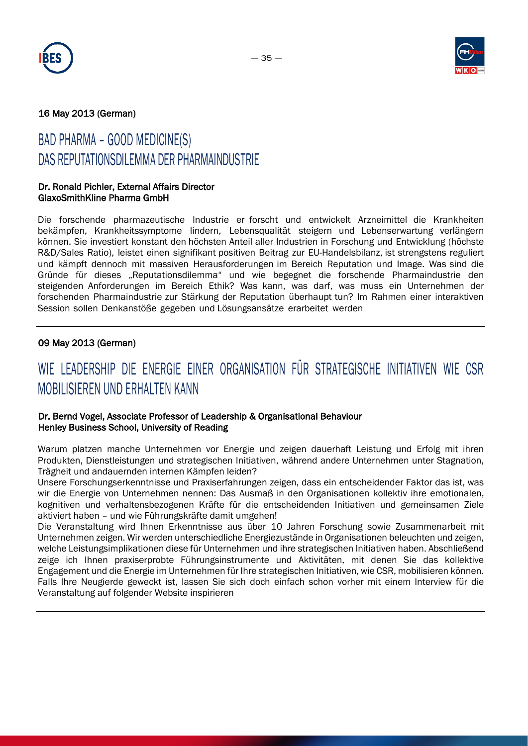16 May 2013 (German)

## BAD PHARMA – GOOD MEDICINE(S)
## DAS REPUTATIONSDILEMMA DER PHARMAINDUSTRIE

**Dr. Ronald Pichler, External Affairs Director**
**GlaxoSmithKline Pharma GmbH**

Die forschende pharmazeutische Industrie er forscht und entwickelt Arzneimittel die Krankheiten bekämpfen, Krankheitssymptome lindern, Lebensqualität steigern und Lebenserwartung verlängern können. Sie investiert konstant den höchsten Anteil aller Industrien in Forschung und Entwicklung (höchste R&D/Sales Ratio), leistet einen signifikant positiven Beitrag zur EU-Handelsbilanz, ist strengstens reguliert und kämpft dennoch mit massiven Herausforderungen im Bereich Reputation und Image. Was sind die Gründe für dieses „Reputationsdilemma" und wie begegnet die forschende Pharmaindustrie den steigenden Anforderungen im Bereich Ethik? Was kann, was darf, was muss ein Unternehmen der forschenden Pharmaindustrie zur Stärkung der Reputation überhaupt tun? Im Rahmen einer interaktiven Session sollen Denkanstöße gegeben und Lösungsansätze erarbeitet werden

---

09 May 2013 (German)

## WIE LEADERSHIP DIE ENERGIE EINER ORGANISATION FÜR STRATEGISCHE INITIATIVEN WIE CSR MOBILISIEREN UND ERHALTEN KANN

**Dr. Bernd Vogel, Associate Professor of Leadership & Organisational Behaviour**
**Henley Business School, University of Reading**

Warum platzen manche Unternehmen vor Energie und zeigen dauerhaft Leistung und Erfolg mit ihren Produkten, Dienstleistungen und strategischen Initiativen, während andere Unternehmen unter Stagnation, Trägheit und andauernden internen Kämpfen leiden?

Unsere Forschungserkenntnisse und Praxiserfahrungen zeigen, dass ein entscheidender Faktor das ist, was wir die Energie von Unternehmen nennen: Das Ausmaß in den Organisationen kollektiv ihre emotionalen, kognitiven und verhaltensbezogenen Kräfte für die entscheidenden Initiativen und gemeinsamen Ziele aktiviert haben – und wie Führungskräfte damit umgehen!

Die Veranstaltung wird Ihnen Erkenntnisse aus über 10 Jahren Forschung sowie Zusammenarbeit mit Unternehmen zeigen. Wir werden unterschiedliche Energiezustände in Organisationen beleuchten und zeigen, welche Leistungsimplikationen diese für Unternehmen und ihre strategischen Initiativen haben. Abschließend zeige ich Ihnen praxiserprobte Führungsinstrumente und Aktivitäten, mit denen Sie das kollektive Engagement und die Energie im Unternehmen für Ihre strategischen Initiativen, wie CSR, mobilisieren können. Falls Ihre Neugierde geweckt ist, lassen Sie sich doch einfach schon vorher mit einem Interview für die Veranstaltung auf folgender Website inspirieren

---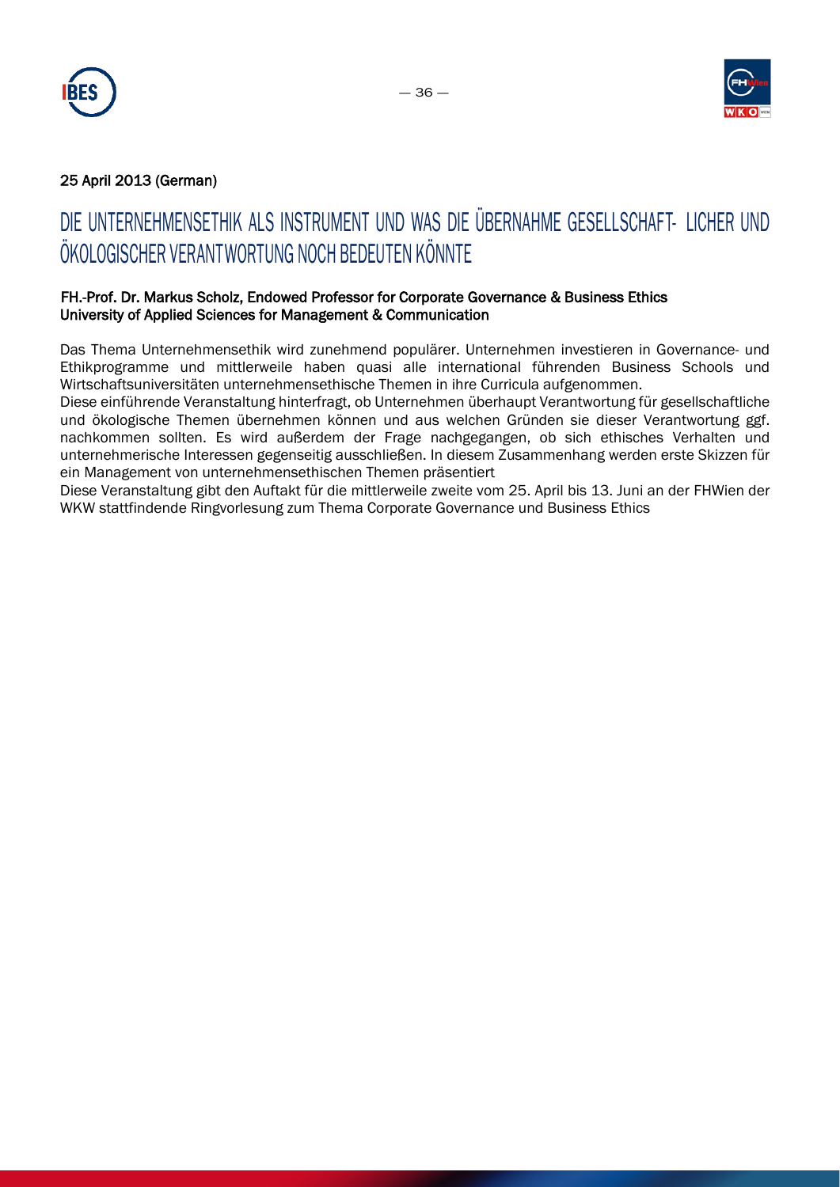25 April 2013 (German)

# DIE UNTERNEHMENSETHIK ALS INSTRUMENT UND WAS DIE ÜBERNAHME GESELLSCHAFT- LICHER UND ÖKOLOGISCHER VERANTWORTUNG NOCH BEDEUTEN KÖNNTE

**FH.-Prof. Dr. Markus Scholz, Endowed Professor for Corporate Governance & Business Ethics**
**University of Applied Sciences for Management & Communication**

Das Thema Unternehmensethik wird zunehmend populärer. Unternehmen investieren in Governance- und Ethikprogramme und mittlerweile haben quasi alle international führenden Business Schools und Wirtschaftsuniversitäten unternehmensethische Themen in ihre Curricula aufgenommen.
Diese einführende Veranstaltung hinterfragt, ob Unternehmen überhaupt Verantwortung für gesellschaftliche und ökologische Themen übernehmen können und aus welchen Gründen sie dieser Verantwortung ggf. nachkommen sollten. Es wird außerdem der Frage nachgegangen, ob sich ethisches Verhalten und unternehmerische Interessen gegenseitig ausschließen. In diesem Zusammenhang werden erste Skizzen für ein Management von unternehmensethischen Themen präsentiert
Diese Veranstaltung gibt den Auftakt für die mittlerweile zweite vom 25. April bis 13. Juni an der FHWien der WKW stattfindende Ringvorlesung zum Thema Corporate Governance und Business Ethics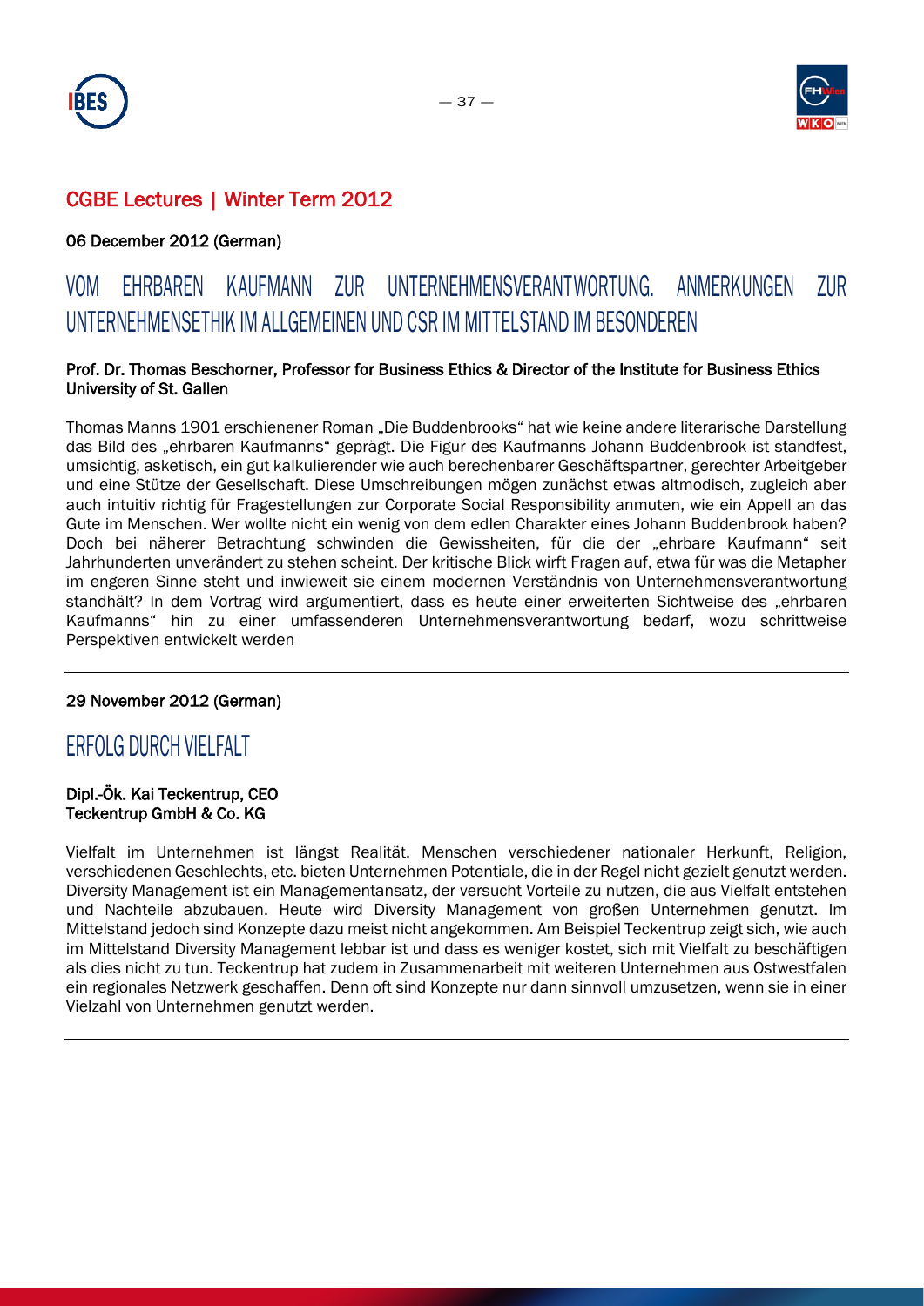## CGBE Lectures | Winter Term 2012

06 December 2012 (German)

### VOM EHRBAREN KAUFMANN ZUR UNTERNEHMENSVERANTWORTUNG. ANMERKUNGEN ZUR UNTERNEHMENSETHIK IM ALLGEMEINEN UND CSR IM MITTELSTAND IM BESONDEREN

**Prof. Dr. Thomas Beschorner, Professor for Business Ethics & Director of the Institute for Business Ethics University of St. Gallen**

Thomas Manns 1901 erschienener Roman „Die Buddenbrooks" hat wie keine andere literarische Darstellung das Bild des „ehrbaren Kaufmanns" geprägt. Die Figur des Kaufmanns Johann Buddenbrook ist standfest, umsichtig, asketisch, ein gut kalkulierender wie auch berechenbarer Geschäftspartner, gerechter Arbeitgeber und eine Stütze der Gesellschaft. Diese Umschreibungen mögen zunächst etwas altmodisch, zugleich aber auch intuitiv richtig für Fragestellungen zur Corporate Social Responsibility anmuten, wie ein Appell an das Gute im Menschen. Wer wollte nicht ein wenig von dem edlen Charakter eines Johann Buddenbrook haben? Doch bei näherer Betrachtung schwinden die Gewissheiten, für die der „ehrbare Kaufmann" seit Jahrhunderten unverändert zu stehen scheint. Der kritische Blick wirft Fragen auf, etwa für was die Metapher im engeren Sinne steht und inwieweit sie einem modernen Verständnis von Unternehmensverantwortung standhält? In dem Vortrag wird argumentiert, dass es heute einer erweiterten Sichtweise des „ehrbaren Kaufmanns" hin zu einer umfassenderen Unternehmensverantwortung bedarf, wozu schrittweise Perspektiven entwickelt werden

---

29 November 2012 (German)

### ERFOLG DURCH VIELFALT

**Dipl.-Ök. Kai Teckentrup, CEO**
**Teckentrup GmbH & Co. KG**

Vielfalt im Unternehmen ist längst Realität. Menschen verschiedener nationaler Herkunft, Religion, verschiedenen Geschlechts, etc. bieten Unternehmen Potentiale, die in der Regel nicht gezielt genutzt werden. Diversity Management ist ein Managementansatz, der versucht Vorteile zu nutzen, die aus Vielfalt entstehen und Nachteile abzubauen. Heute wird Diversity Management von großen Unternehmen genutzt. Im Mittelstand jedoch sind Konzepte dazu meist nicht angekommen. Am Beispiel Teckentrup zeigt sich, wie auch im Mittelstand Diversity Management lebbar ist und dass es weniger kostet, sich mit Vielfalt zu beschäftigen als dies nicht zu tun. Teckentrup hat zudem in Zusammenarbeit mit weiteren Unternehmen aus Ostwestfalen ein regionales Netzwerk geschaffen. Denn oft sind Konzepte nur dann sinnvoll umzusetzen, wenn sie in einer Vielzahl von Unternehmen genutzt werden.

---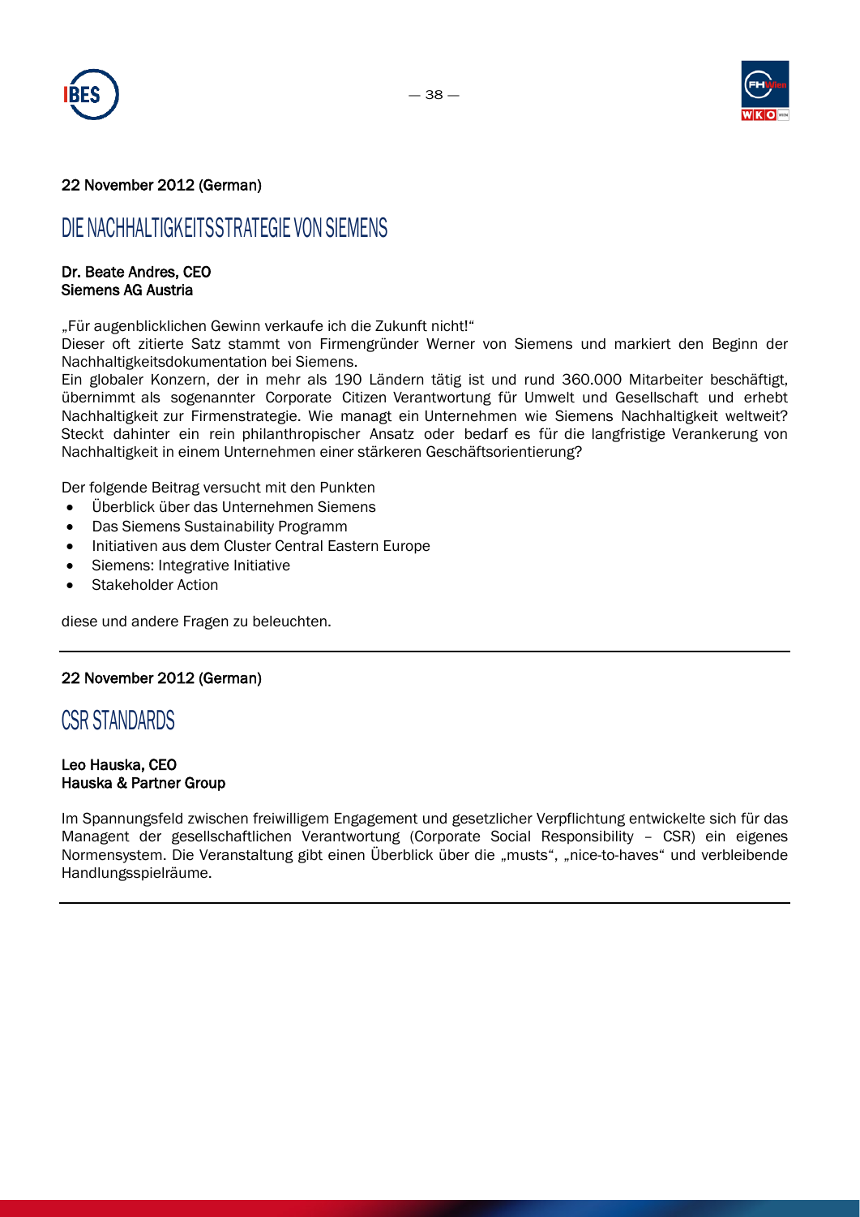22 November 2012 (German)

## DIE NACHHALTIGKEITSSTRATEGIE VON SIEMENS

**Dr. Beate Andres, CEO**
**Siemens AG Austria**

„Für augenblicklichen Gewinn verkaufe ich die Zukunft nicht!"
Dieser oft zitierte Satz stammt von Firmengründer Werner von Siemens und markiert den Beginn der Nachhaltigkeitsdokumentation bei Siemens.
Ein globaler Konzern, der in mehr als 190 Ländern tätig ist und rund 360.000 Mitarbeiter beschäftigt, übernimmt als sogenannter Corporate Citizen Verantwortung für Umwelt und Gesellschaft und erhebt Nachhaltigkeit zur Firmenstrategie. Wie managt ein Unternehmen wie Siemens Nachhaltigkeit weltweit? Steckt dahinter ein rein philanthropischer Ansatz oder bedarf es für die langfristige Verankerung von Nachhaltigkeit in einem Unternehmen einer stärkeren Geschäftsorientierung?

Der folgende Beitrag versucht mit den Punkten

- Überblick über das Unternehmen Siemens
- Das Siemens Sustainability Programm
- Initiativen aus dem Cluster Central Eastern Europe
- Siemens: Integrative Initiative
- Stakeholder Action

diese und andere Fragen zu beleuchten.

---

22 November 2012 (German)

## CSR STANDARDS

**Leo Hauska, CEO**
**Hauska & Partner Group**

Im Spannungsfeld zwischen freiwilligem Engagement und gesetzlicher Verpflichtung entwickelte sich für das Managent der gesellschaftlichen Verantwortung (Corporate Social Responsibility – CSR) ein eigenes Normensystem. Die Veranstaltung gibt einen Überblick über die „musts", „nice-to-haves" und verbleibende Handlungsspielräume.

---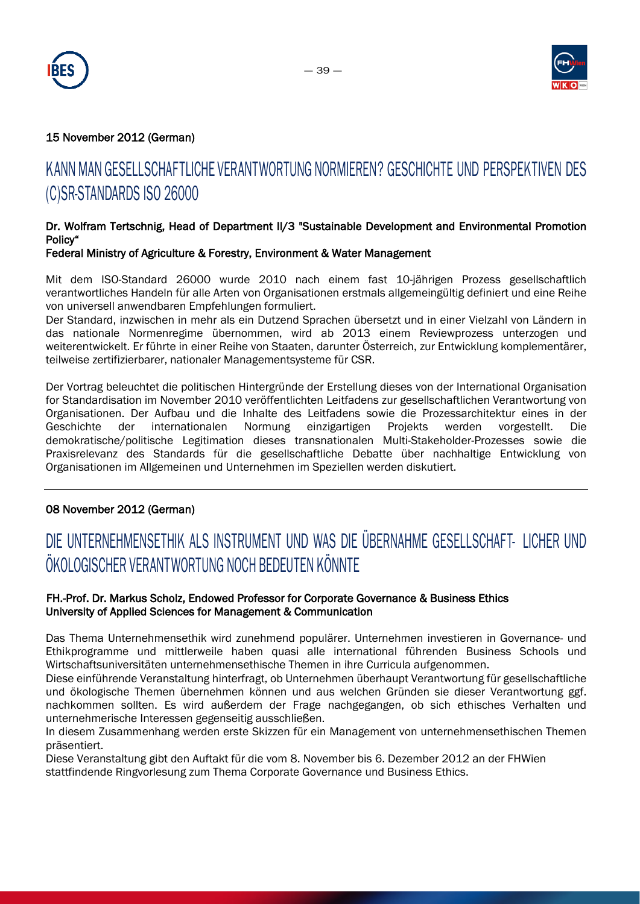15 November 2012 (German)

## KANN MAN GESELLSCHAFTLICHE VERANTWORTUNG NORMIEREN? GESCHICHTE UND PERSPEKTIVEN DES (C)SR-STANDARDS ISO 26000

**Dr. Wolfram Tertschnig, Head of Department II/3 "Sustainable Development and Environmental Promotion Policy"**
**Federal Ministry of Agriculture & Forestry, Environment & Water Management**

Mit dem ISO-Standard 26000 wurde 2010 nach einem fast 10-jährigen Prozess gesellschaftlich verantwortliches Handeln für alle Arten von Organisationen erstmals allgemeingültig definiert und eine Reihe von universell anwendbaren Empfehlungen formuliert.
Der Standard, inzwischen in mehr als ein Dutzend Sprachen übersetzt und in einer Vielzahl von Ländern in das nationale Normenregime übernommen, wird ab 2013 einem Reviewprozess unterzogen und weiterentwickelt. Er führte in einer Reihe von Staaten, darunter Österreich, zur Entwicklung komplementärer, teilweise zertifizierbarer, nationaler Managementsysteme für CSR.

Der Vortrag beleuchtet die politischen Hintergründe der Erstellung dieses von der International Organisation for Standardisation im November 2010 veröffentlichten Leitfadens zur gesellschaftlichen Verantwortung von Organisationen. Der Aufbau und die Inhalte des Leitfadens sowie die Prozessarchitektur eines in der Geschichte der internationalen Normung einzigartigen Projekts werden vorgestellt. Die demokratische/politische Legitimation dieses transnationalen Multi-Stakeholder-Prozesses sowie die Praxisrelevanz des Standards für die gesellschaftliche Debatte über nachhaltige Entwicklung von Organisationen im Allgemeinen und Unternehmen im Speziellen werden diskutiert.

---

08 November 2012 (German)

## DIE UNTERNEHMENSETHIK ALS INSTRUMENT UND WAS DIE ÜBERNAHME GESELLSCHAFT- LICHER UND ÖKOLOGISCHER VERANTWORTUNG NOCH BEDEUTEN KÖNNTE

**FH.-Prof. Dr. Markus Scholz, Endowed Professor for Corporate Governance & Business Ethics**
**University of Applied Sciences for Management & Communication**

Das Thema Unternehmensethik wird zunehmend populärer. Unternehmen investieren in Governance- und Ethikprogramme und mittlerweile haben quasi alle international führenden Business Schools und Wirtschaftsuniversitäten unternehmensethische Themen in ihre Curricula aufgenommen.
Diese einführende Veranstaltung hinterfragt, ob Unternehmen überhaupt Verantwortung für gesellschaftliche und ökologische Themen übernehmen können und aus welchen Gründen sie dieser Verantwortung ggf. nachkommen sollten. Es wird außerdem der Frage nachgegangen, ob sich ethisches Verhalten und unternehmerische Interessen gegenseitig ausschließen.
In diesem Zusammenhang werden erste Skizzen für ein Management von unternehmensethischen Themen präsentiert.
Diese Veranstaltung gibt den Auftakt für die vom 8. November bis 6. Dezember 2012 an der FHWien stattfindende Ringvorlesung zum Thema Corporate Governance und Business Ethics.